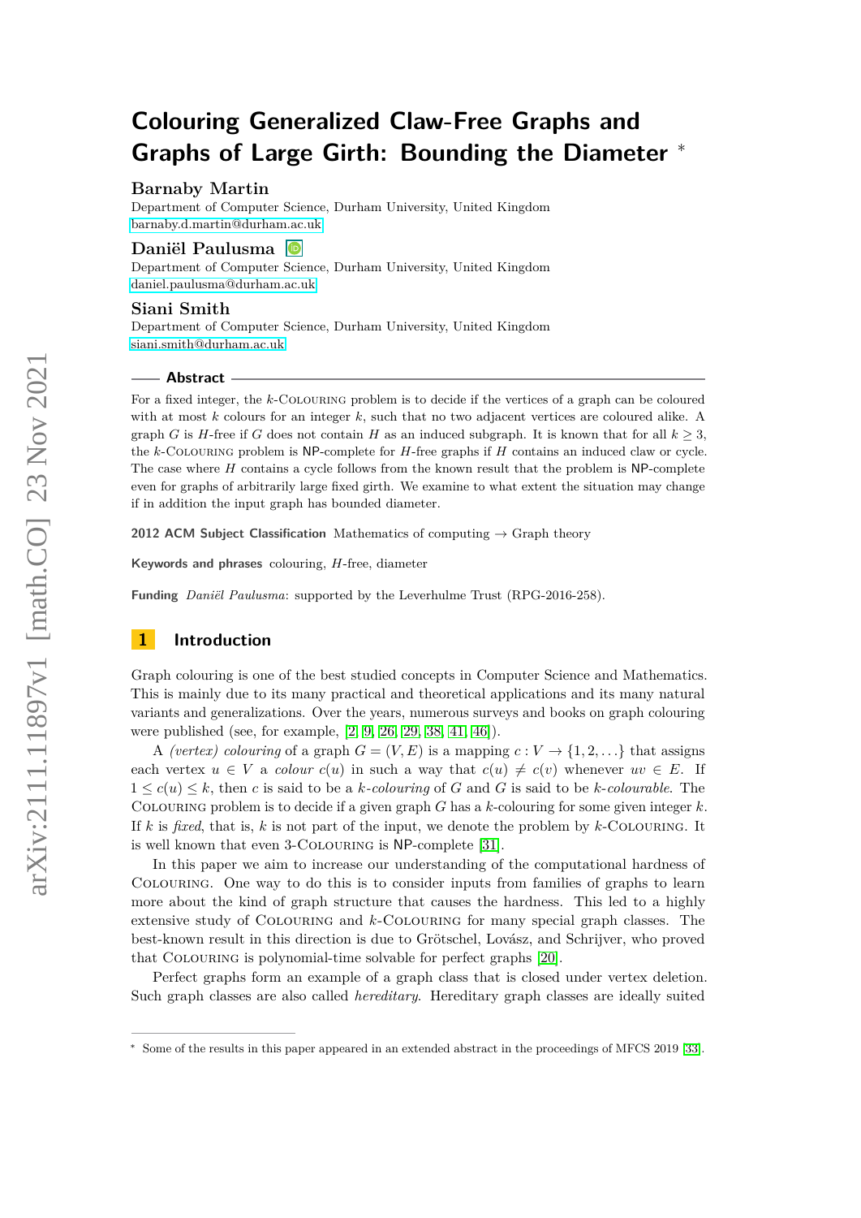# Colouring Generalized Claw-Free Graphs and Graphs of Large Girth: Bounding the Diameter *

**Barnaby Martin**
Department of Computer Science, Durham University, United Kingdom
barnaby.d.martin@durham.ac.uk

**Daniël Paulusma**
Department of Computer Science, Durham University, United Kingdom
daniel.paulusma@durham.ac.uk

**Siani Smith**
Department of Computer Science, Durham University, United Kingdom
siani.smith@durham.ac.uk

## Abstract

For a fixed integer, the $k$-Colouring problem is to decide if the vertices of a graph can be coloured with at most $k$ colours for an integer $k$, such that no two adjacent vertices are coloured alike. A graph $G$ is $H$-free if $G$ does not contain $H$ as an induced subgraph. It is known that for all $k \geq 3$, the $k$-Colouring problem is NP-complete for $H$-free graphs if $H$ contains an induced claw or cycle. The case where $H$ contains a cycle follows from the known result that the problem is NP-complete even for graphs of arbitrarily large fixed girth. We examine to what extent the situation may change if in addition the input graph has bounded diameter.

**2012 ACM Subject Classification** Mathematics of computing → Graph theory

**Keywords and phrases** colouring, $H$-free, diameter

**Funding** *Daniël Paulusma*: supported by the Leverhulme Trust (RPG-2016-258).

## 1 Introduction

Graph colouring is one of the best studied concepts in Computer Science and Mathematics. This is mainly due to its many practical and theoretical applications and its many natural variants and generalizations. Over the years, numerous surveys and books on graph colouring were published (see, for example, [2, 9, 26, 29, 38, 41, 46]).

A *(vertex) colouring* of a graph $G = (V, E)$ is a mapping $c : V \to \{1, 2, \ldots\}$ that assigns each vertex $u \in V$ a *colour* $c(u)$ in such a way that $c(u) \neq c(v)$ whenever $uv \in E$. If $1 \leq c(u) \leq k$, then $c$ is said to be a *$k$-colouring* of $G$ and $G$ is said to be *$k$-colourable*. The Colouring problem is to decide if a given graph $G$ has a $k$-colouring for some given integer $k$. If $k$ is *fixed*, that is, $k$ is not part of the input, we denote the problem by $k$-Colouring. It is well known that even 3-Colouring is NP-complete [31].

In this paper we aim to increase our understanding of the computational hardness of Colouring. One way to do this is to consider inputs from families of graphs to learn more about the kind of graph structure that causes the hardness. This led to a highly extensive study of Colouring and $k$-Colouring for many special graph classes. The best-known result in this direction is due to Grötschel, Lovász, and Schrijver, who proved that Colouring is polynomial-time solvable for perfect graphs [20].

Perfect graphs form an example of a graph class that is closed under vertex deletion. Such graph classes are also called *hereditary*. Hereditary graph classes are ideally suited

* Some of the results in this paper appeared in an extended abstract in the proceedings of MFCS 2019 [33].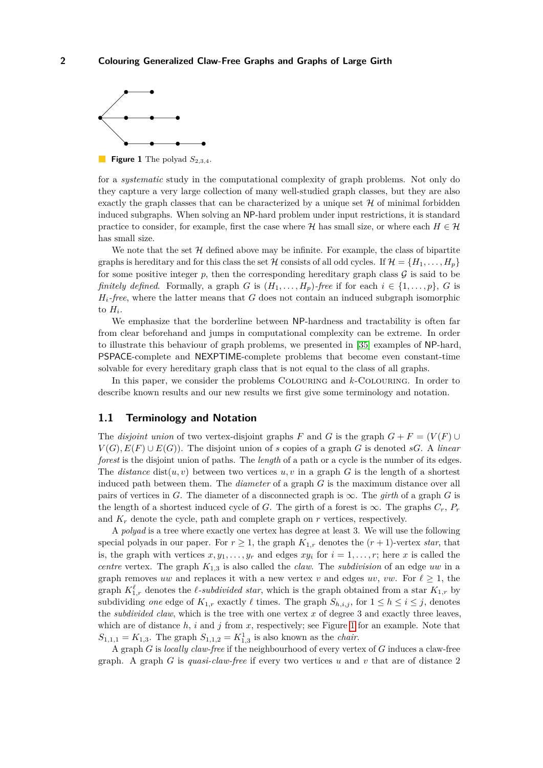**Figure 1** The polyad $S_{2,3,4}$.

for a *systematic* study in the computational complexity of graph problems. Not only do they capture a very large collection of many well-studied graph classes, but they are also exactly the graph classes that can be characterized by a unique set $\mathcal{H}$ of minimal forbidden induced subgraphs. When solving an NP-hard problem under input restrictions, it is standard practice to consider, for example, first the case where $\mathcal{H}$ has small size, or where each $H \in \mathcal{H}$ has small size.

We note that the set $\mathcal{H}$ defined above may be infinite. For example, the class of bipartite graphs is hereditary and for this class the set $\mathcal{H}$ consists of all odd cycles. If $\mathcal{H} = \{H_1, \ldots, H_p\}$ for some positive integer $p$, then the corresponding hereditary graph class $\mathcal{G}$ is said to be *finitely defined*. Formally, a graph $G$ is $(H_1, \ldots, H_p)$*-free* if for each $i \in \{1, \ldots, p\}$, $G$ is $H_i$*-free*, where the latter means that $G$ does not contain an induced subgraph isomorphic to $H_i$.

We emphasize that the borderline between NP-hardness and tractability is often far from clear beforehand and jumps in computational complexity can be extreme. In order to illustrate this behaviour of graph problems, we presented in [35] examples of NP-hard, PSPACE-complete and NEXPTIME-complete problems that become even constant-time solvable for every hereditary graph class that is not equal to the class of all graphs.

In this paper, we consider the problems Colouring and $k$-Colouring. In order to describe known results and our new results we first give some terminology and notation.

## 1.1 Terminology and Notation

The *disjoint union* of two vertex-disjoint graphs $F$ and $G$ is the graph $G + F = (V(F) \cup V(G), E(F) \cup E(G))$. The disjoint union of $s$ copies of a graph $G$ is denoted $sG$. A *linear forest* is the disjoint union of paths. The *length* of a path or a cycle is the number of its edges. The *distance* $\text{dist}(u, v)$ between two vertices $u, v$ in a graph $G$ is the length of a shortest induced path between them. The *diameter* of a graph $G$ is the maximum distance over all pairs of vertices in $G$. The diameter of a disconnected graph is $\infty$. The *girth* of a graph $G$ is the length of a shortest induced cycle of $G$. The girth of a forest is $\infty$. The graphs $C_r$, $P_r$ and $K_r$ denote the cycle, path and complete graph on $r$ vertices, respectively.

A *polyad* is a tree where exactly one vertex has degree at least 3. We will use the following special polyads in our paper. For $r \geq 1$, the graph $K_{1,r}$ denotes the $(r+1)$-vertex *star*, that is, the graph with vertices $x, y_1, \ldots, y_r$ and edges $xy_i$ for $i = 1, \ldots, r$; here $x$ is called the *centre* vertex. The graph $K_{1,3}$ is also called the *claw*. The *subdivision* of an edge $uw$ in a graph removes $uw$ and replaces it with a new vertex $v$ and edges $uv$, $vw$. For $\ell \geq 1$, the graph $K_{1,r}^{\ell}$ denotes the $\ell$*-subdivided star*, which is the graph obtained from a star $K_{1,r}$ by subdividing *one* edge of $K_{1,r}$ exactly $\ell$ times. The graph $S_{h,i,j}$, for $1 \leq h \leq i \leq j$, denotes the *subdivided claw*, which is the tree with one vertex $x$ of degree 3 and exactly three leaves, which are of distance $h$, $i$ and $j$ from $x$, respectively; see Figure 1 for an example. Note that $S_{1,1,1} = K_{1,3}$. The graph $S_{1,1,2} = K_{1,3}^{1}$ is also known as the *chair*.

A graph $G$ is *locally claw-free* if the neighbourhood of every vertex of $G$ induces a claw-free graph. A graph $G$ is *quasi-claw-free* if every two vertices $u$ and $v$ that are of distance 2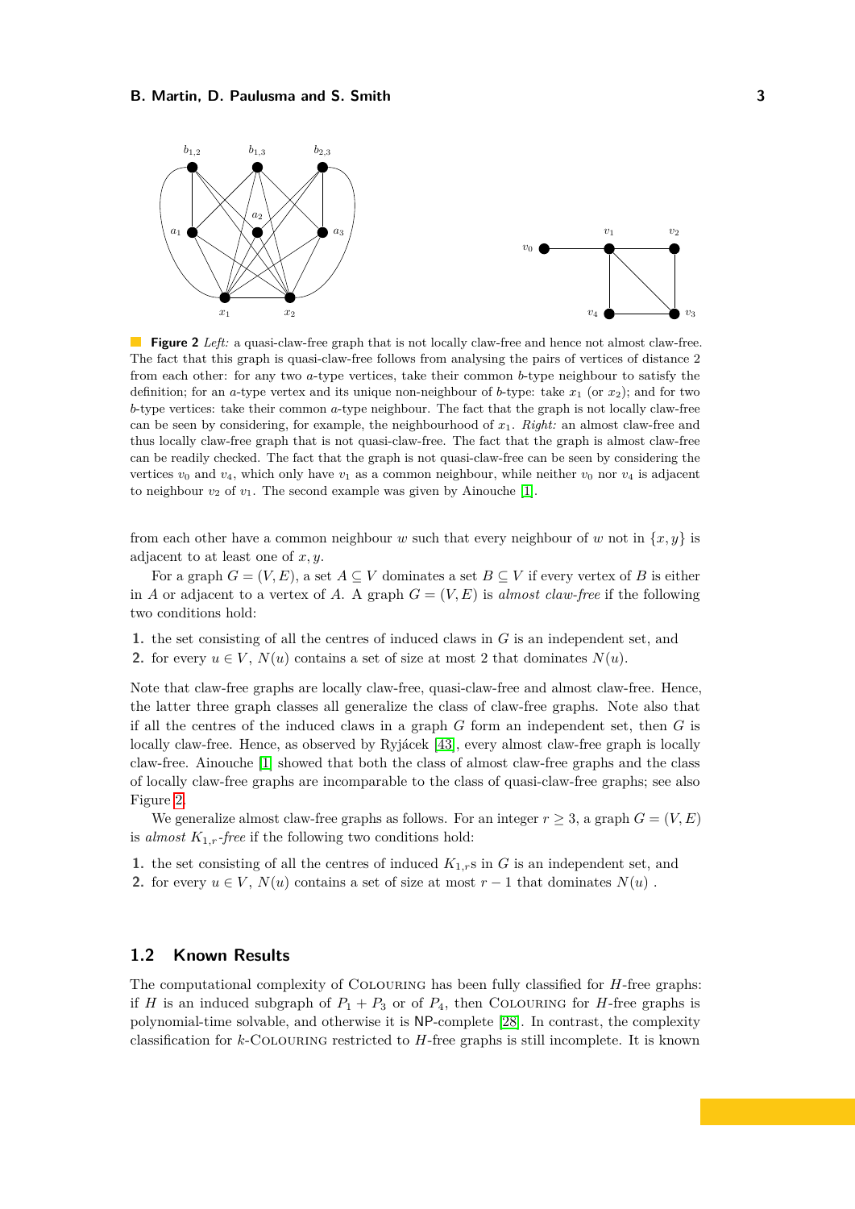**Figure 2** *Left:* a quasi-claw-free graph that is not locally claw-free and hence not almost claw-free. The fact that this graph is quasi-claw-free follows from analysing the pairs of vertices of distance 2 from each other: for any two $a$-type vertices, take their common $b$-type neighbour to satisfy the definition; for an $a$-type vertex and its unique non-neighbour of $b$-type: take $x_1$ (or $x_2$); and for two $b$-type vertices: take their common $a$-type neighbour. The fact that the graph is not locally claw-free can be seen by considering, for example, the neighbourhood of $x_1$. *Right:* an almost claw-free and thus locally claw-free graph that is not quasi-claw-free. The fact that the graph is almost claw-free can be readily checked. The fact that the graph is not quasi-claw-free can be seen by considering the vertices $v_0$ and $v_4$, which only have $v_1$ as a common neighbour, while neither $v_0$ nor $v_4$ is adjacent to neighbour $v_2$ of $v_1$. The second example was given by Ainouche [1].

from each other have a common neighbour $w$ such that every neighbour of $w$ not in $\{x, y\}$ is adjacent to at least one of $x, y$.

For a graph $G = (V, E)$, a set $A \subseteq V$ dominates a set $B \subseteq V$ if every vertex of $B$ is either in $A$ or adjacent to a vertex of $A$. A graph $G = (V, E)$ is *almost claw-free* if the following two conditions hold:

1. the set consisting of all the centres of induced claws in $G$ is an independent set, and
2. for every $u \in V$, $N(u)$ contains a set of size at most 2 that dominates $N(u)$.

Note that claw-free graphs are locally claw-free, quasi-claw-free and almost claw-free. Hence, the latter three graph classes all generalize the class of claw-free graphs. Note also that if all the centres of the induced claws in a graph $G$ form an independent set, then $G$ is locally claw-free. Hence, as observed by Ryjácek [43], every almost claw-free graph is locally claw-free. Ainouche [1] showed that both the class of almost claw-free graphs and the class of locally claw-free graphs are incomparable to the class of quasi-claw-free graphs; see also Figure 2.

We generalize almost claw-free graphs as follows. For an integer $r \geq 3$, a graph $G = (V, E)$ is *almost $K_{1,r}$-free* if the following two conditions hold:

1. the set consisting of all the centres of induced $K_{1,r}$s in $G$ is an independent set, and
2. for every $u \in V$, $N(u)$ contains a set of size at most $r - 1$ that dominates $N(u)$.

## 1.2 Known Results

The computational complexity of Colouring has been fully classified for $H$-free graphs: if $H$ is an induced subgraph of $P_1 + P_3$ or of $P_4$, then Colouring for $H$-free graphs is polynomial-time solvable, and otherwise it is NP-complete [28]. In contrast, the complexity classification for $k$-Colouring restricted to $H$-free graphs is still incomplete. It is known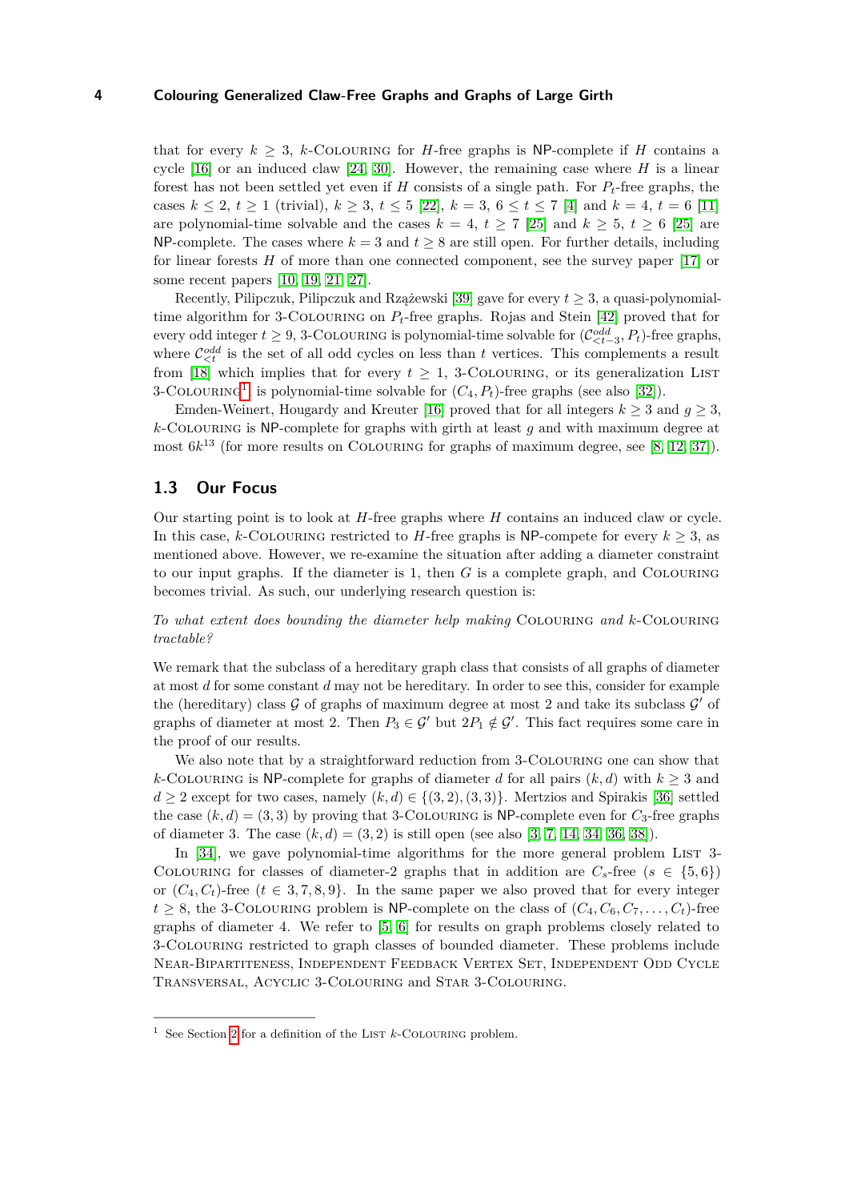that for every $k \geq 3$, $k$-Colouring for $H$-free graphs is NP-complete if $H$ contains a cycle [16] or an induced claw [24, 30]. However, the remaining case where $H$ is a linear forest has not been settled yet even if $H$ consists of a single path. For $P_t$-free graphs, the cases $k \leq 2$, $t \geq 1$ (trivial), $k \geq 3$, $t \leq 5$ [22], $k = 3$, $6 \leq t \leq 7$ [4] and $k = 4$, $t = 6$ [11] are polynomial-time solvable and the cases $k = 4$, $t \geq 7$ [25] and $k \geq 5$, $t \geq 6$ [25] are NP-complete. The cases where $k = 3$ and $t \geq 8$ are still open. For further details, including for linear forests $H$ of more than one connected component, see the survey paper [17] or some recent papers [10, 19, 21, 27].

Recently, Pilipczuk, Pilipczuk and Rzążewski [39] gave for every $t \geq 3$, a quasi-polynomial-time algorithm for 3-Colouring on $P_t$-free graphs. Rojas and Stein [42] proved that for every odd integer $t \geq 9$, 3-Colouring is polynomial-time solvable for $(\mathcal{C}^{odd}_{<t-3}, P_t)$-free graphs, where $\mathcal{C}^{odd}_{<t}$ is the set of all odd cycles on less than $t$ vertices. This complements a result from [18] which implies that for every $t \geq 1$, 3-Colouring, or its generalization List 3-Colouring[1] is polynomial-time solvable for $(C_4, P_t)$-free graphs (see also [32]).

Emden-Weinert, Hougardy and Kreuter [16] proved that for all integers $k \geq 3$ and $g \geq 3$, $k$-Colouring is NP-complete for graphs with girth at least $g$ and with maximum degree at most $6k^{13}$ (for more results on Colouring for graphs of maximum degree, see [8, 12, 37]).

## 1.3 Our Focus

Our starting point is to look at $H$-free graphs where $H$ contains an induced claw or cycle. In this case, $k$-Colouring restricted to $H$-free graphs is NP-compete for every $k \geq 3$, as mentioned above. However, we re-examine the situation after adding a diameter constraint to our input graphs. If the diameter is 1, then $G$ is a complete graph, and Colouring becomes trivial. As such, our underlying research question is:

*To what extent does bounding the diameter help making* Colouring *and* $k$-Colouring *tractable?*

We remark that the subclass of a hereditary graph class that consists of all graphs of diameter at most $d$ for some constant $d$ may not be hereditary. In order to see this, consider for example the (hereditary) class $\mathcal{G}$ of graphs of maximum degree at most 2 and take its subclass $\mathcal{G}'$ of graphs of diameter at most 2. Then $P_3 \in \mathcal{G}'$ but $2P_1 \notin \mathcal{G}'$. This fact requires some care in the proof of our results.

We also note that by a straightforward reduction from 3-Colouring one can show that $k$-Colouring is NP-complete for graphs of diameter $d$ for all pairs $(k, d)$ with $k \geq 3$ and $d \geq 2$ except for two cases, namely $(k, d) \in \{(3, 2), (3, 3)\}$. Mertzios and Spirakis [36] settled the case $(k, d) = (3, 3)$ by proving that 3-Colouring is NP-complete even for $C_3$-free graphs of diameter 3. The case $(k, d) = (3, 2)$ is still open (see also [3, 7, 14, 34, 36, 38]).

In [34], we gave polynomial-time algorithms for the more general problem List 3-Colouring for classes of diameter-2 graphs that in addition are $C_s$-free ($s \in \{5, 6\}$) or $(C_4, C_t)$-free ($t \in 3, 7, 8, 9\}$. In the same paper we also proved that for every integer $t \geq 8$, the 3-Colouring problem is NP-complete on the class of $(C_4, C_6, C_7, \ldots, C_t)$-free graphs of diameter 4. We refer to [5, 6] for results on graph problems closely related to 3-Colouring restricted to graph classes of bounded diameter. These problems include Near-Bipartiteness, Independent Feedback Vertex Set, Independent Odd Cycle Transversal, Acyclic 3-Colouring and Star 3-Colouring.

---

[1] See Section 2 for a definition of the List $k$-Colouring problem.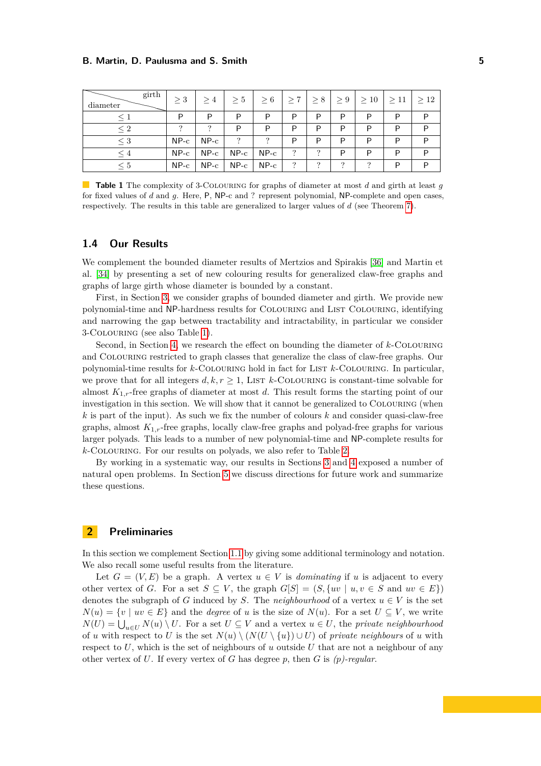| diameter \ girth | $\geq 3$ | $\geq 4$ | $\geq 5$ | $\geq 6$ | $\geq 7$ | $\geq 8$ | $\geq 9$ | $\geq 10$ | $\geq 11$ | $\geq 12$ |
|---|---|---|---|---|---|---|---|---|---|---|
| $\leq 1$ | P | P | P | P | P | P | P | P | P | P |
| $\leq 2$ | ? | ? | P | P | P | P | P | P | P | P |
| $\leq 3$ | NP-c | NP-c | ? | ? | P | P | P | P | P | P |
| $\leq 4$ | NP-c | NP-c | NP-c | NP-c | ? | ? | P | P | P | P |
| $\leq 5$ | NP-c | NP-c | NP-c | NP-c | ? | ? | ? | ? | P | P |

**Table 1** The complexity of 3-Colouring for graphs of diameter at most $d$ and girth at least $g$ for fixed values of $d$ and $g$. Here, P, NP-c and ? represent polynomial, NP-complete and open cases, respectively. The results in this table are generalized to larger values of $d$ (see Theorem 7).

## 1.4 Our Results

We complement the bounded diameter results of Mertzios and Spirakis [36] and Martin et al. [34] by presenting a set of new colouring results for generalized claw-free graphs and graphs of large girth whose diameter is bounded by a constant.

First, in Section 3, we consider graphs of bounded diameter and girth. We provide new polynomial-time and NP-hardness results for Colouring and List Colouring, identifying and narrowing the gap between tractability and intractability, in particular we consider 3-Colouring (see also Table 1).

Second, in Section 4, we research the effect on bounding the diameter of $k$-Colouring and Colouring restricted to graph classes that generalize the class of claw-free graphs. Our polynomial-time results for $k$-Colouring hold in fact for List $k$-Colouring. In particular, we prove that for all integers $d, k, r \geq 1$, List $k$-Colouring is constant-time solvable for almost $K_{1,r}$-free graphs of diameter at most $d$. This result forms the starting point of our investigation in this section. We will show that it cannot be generalized to Colouring (when $k$ is part of the input). As such we fix the number of colours $k$ and consider quasi-claw-free graphs, almost $K_{1,r}$-free graphs, locally claw-free graphs and polyad-free graphs for various larger polyads. This leads to a number of new polynomial-time and NP-complete results for $k$-Colouring. For our results on polyads, we also refer to Table 2.

By working in a systematic way, our results in Sections 3 and 4 exposed a number of natural open problems. In Section 5 we discuss directions for future work and summarize these questions.

# 2 Preliminaries

In this section we complement Section 1.1 by giving some additional terminology and notation. We also recall some useful results from the literature.

Let $G = (V, E)$ be a graph. A vertex $u \in V$ is *dominating* if $u$ is adjacent to every other vertex of $G$. For a set $S \subseteq V$, the graph $G[S] = (S, \{uv \mid u, v \in S \text{ and } uv \in E\})$ denotes the subgraph of $G$ induced by $S$. The *neighbourhood* of a vertex $u \in V$ is the set $N(u) = \{v \mid uv \in E\}$ and the *degree* of $u$ is the size of $N(u)$. For a set $U \subseteq V$, we write $N(U) = \bigcup_{u \in U} N(u) \setminus U$. For a set $U \subseteq V$ and a vertex $u \in U$, the *private neighbourhood* of $u$ with respect to $U$ is the set $N(u) \setminus (N(U \setminus \{u\}) \cup U)$ of *private neighbours* of $u$ with respect to $U$, which is the set of neighbours of $u$ outside $U$ that are not a neighbour of any other vertex of $U$. If every vertex of $G$ has degree $p$, then $G$ is *$(p)$-regular*.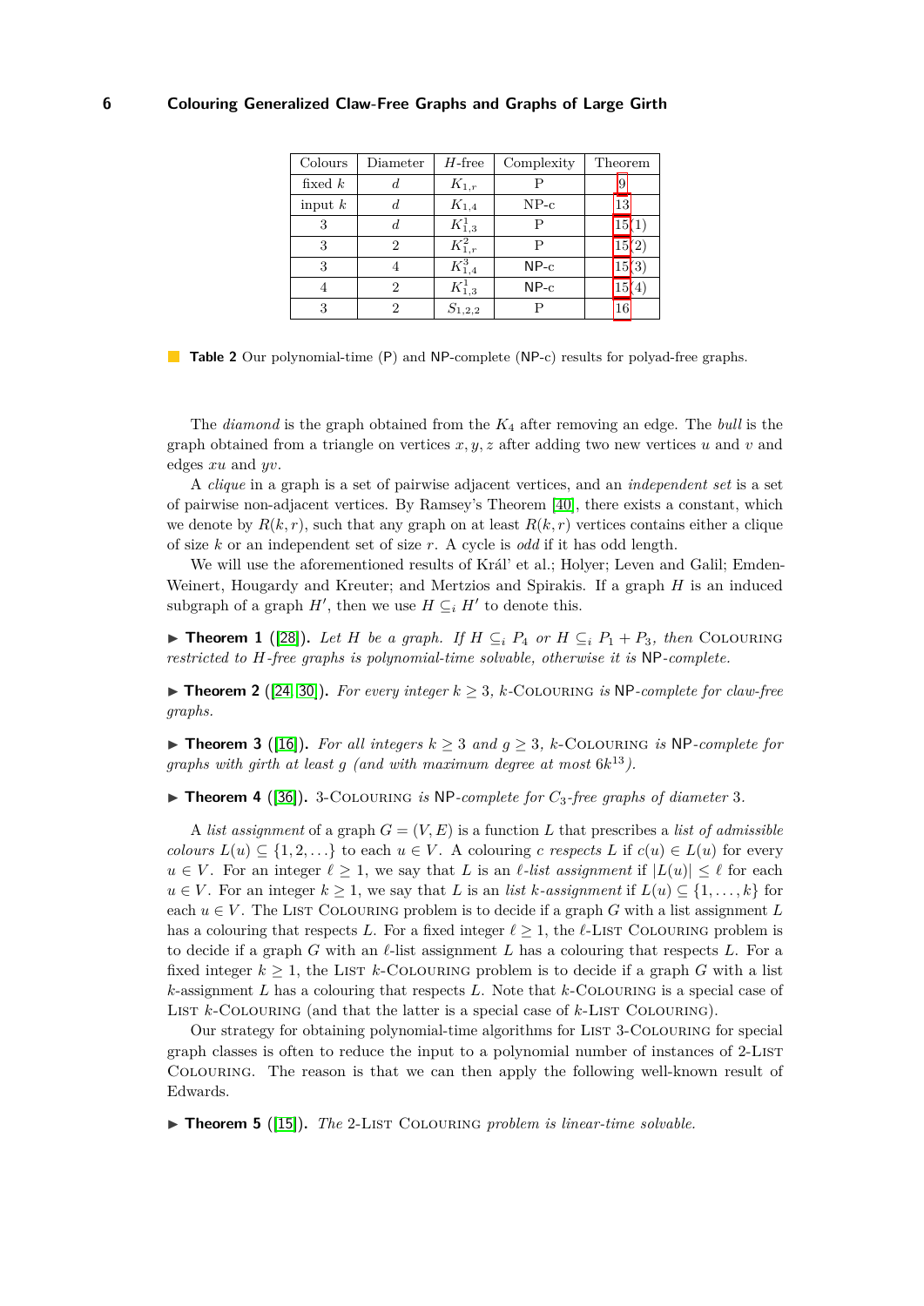| Colours | Diameter | $H$-free | Complexity | Theorem |
|---|---|---|---|---|
| fixed $k$ | $d$ | $K_{1,r}$ | P | 9 |
| input $k$ | $d$ | $K_{1,4}$ | NP-c | 13 |
| 3 | $d$ | $K_{1,3}^1$ | P | 15(1) |
| 3 | 2 | $K_{1,r}^2$ | P | 15(2) |
| 3 | 4 | $K_{1,4}^3$ | NP-c | 15(3) |
| 4 | 2 | $K_{1,3}^1$ | NP-c | 15(4) |
| 3 | 2 | $S_{1,2,2}$ | P | 16 |

**Table 2** Our polynomial-time (P) and NP-complete (NP-c) results for polyad-free graphs.

The *diamond* is the graph obtained from the $K_4$ after removing an edge. The *bull* is the graph obtained from a triangle on vertices $x, y, z$ after adding two new vertices $u$ and $v$ and edges $xu$ and $yv$.

A *clique* in a graph is a set of pairwise adjacent vertices, and an *independent set* is a set of pairwise non-adjacent vertices. By Ramsey's Theorem [40], there exists a constant, which we denote by $R(k, r)$, such that any graph on at least $R(k, r)$ vertices contains either a clique of size $k$ or an independent set of size $r$. A cycle is *odd* if it has odd length.

We will use the aforementioned results of Král' et al.; Holyer; Leven and Galil; Emden-Weinert, Hougardy and Kreuter; and Mertzios and Spirakis. If a graph $H$ is an induced subgraph of a graph $H'$, then we use $H \subseteq_i H'$ to denote this.

▶ **Theorem 1** ([28]). *Let $H$ be a graph. If $H \subseteq_i P_4$ or $H \subseteq_i P_1 + P_3$, then* Colouring *restricted to $H$-free graphs is polynomial-time solvable, otherwise it is* NP*-complete.*

▶ **Theorem 2** ([24, 30]). *For every integer $k \geq 3$, $k$-*Colouring *is* NP*-complete for claw-free graphs.*

▶ **Theorem 3** ([16]). *For all integers $k \geq 3$ and $g \geq 3$, $k$-*Colouring *is* NP*-complete for graphs with girth at least $g$ (and with maximum degree at most $6k^{13}$).*

▶ **Theorem 4** ([36]). 3-Colouring *is* NP*-complete for $C_3$-free graphs of diameter* 3*.*

A *list assignment* of a graph $G = (V, E)$ is a function $L$ that prescribes a *list of admissible colours* $L(u) \subseteq \{1, 2, \dots\}$ to each $u \in V$. A colouring $c$ *respects* $L$ if $c(u) \in L(u)$ for every $u \in V$. For an integer $\ell \geq 1$, we say that $L$ is an *$\ell$-list assignment* if $|L(u)| \leq \ell$ for each $u \in V$. For an integer $k \geq 1$, we say that $L$ is an *list $k$-assignment* if $L(u) \subseteq \{1, \dots, k\}$ for each $u \in V$. The List Colouring problem is to decide if a graph $G$ with a list assignment $L$ has a colouring that respects $L$. For a fixed integer $\ell \geq 1$, the $\ell$-List Colouring problem is to decide if a graph $G$ with an $\ell$-list assignment $L$ has a colouring that respects $L$. For a fixed integer $k \geq 1$, the List $k$-Colouring problem is to decide if a graph $G$ with a list $k$-assignment $L$ has a colouring that respects $L$. Note that $k$-Colouring is a special case of List $k$-Colouring (and that the latter is a special case of $k$-List Colouring).

Our strategy for obtaining polynomial-time algorithms for List 3-Colouring for special graph classes is often to reduce the input to a polynomial number of instances of 2-List Colouring. The reason is that we can then apply the following well-known result of Edwards.

▶ **Theorem 5** ([15]). *The* 2-List Colouring *problem is linear-time solvable.*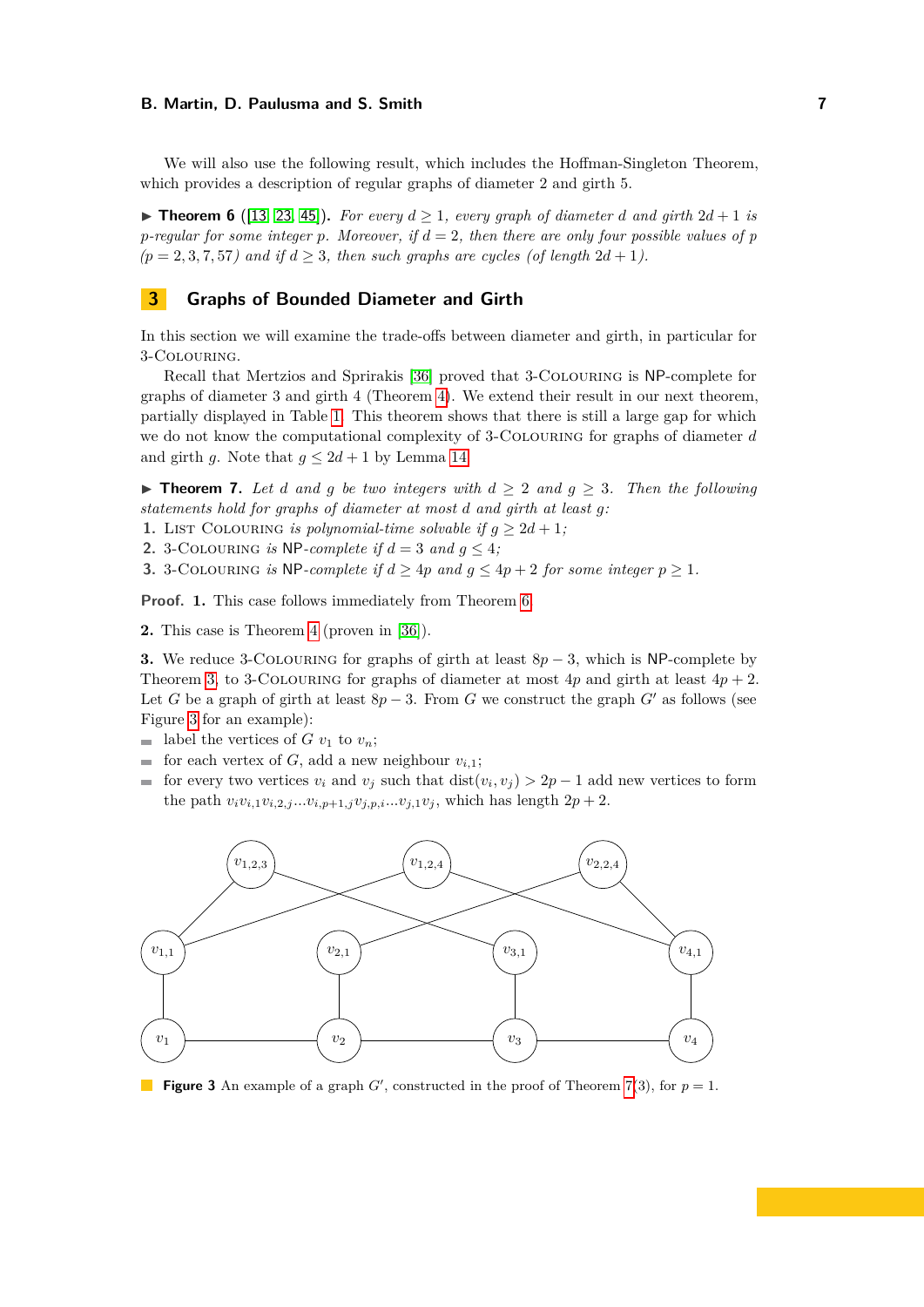We will also use the following result, which includes the Hoffman-Singleton Theorem, which provides a description of regular graphs of diameter 2 and girth 5.

▶ **Theorem 6** ([13, 23, 45]). *For every $d \geq 1$, every graph of diameter $d$ and girth $2d + 1$ is $p$-regular for some integer $p$. Moreover, if $d = 2$, then there are only four possible values of $p$ ($p = 2, 3, 7, 57$) and if $d \geq 3$, then such graphs are cycles (of length $2d + 1$).*

## 3 Graphs of Bounded Diameter and Girth

In this section we will examine the trade-offs between diameter and girth, in particular for 3-Colouring.

Recall that Mertzios and Spirakis [36] proved that 3-Colouring is NP-complete for graphs of diameter 3 and girth 4 (Theorem 4). We extend their result in our next theorem, partially displayed in Table 1. This theorem shows that there is still a large gap for which we do not know the computational complexity of 3-Colouring for graphs of diameter $d$ and girth $g$. Note that $g \leq 2d + 1$ by Lemma 14.

▶ **Theorem 7.** *Let $d$ and $g$ be two integers with $d \geq 2$ and $g \geq 3$. Then the following statements hold for graphs of diameter at most $d$ and girth at least $g$:*

1. *List Colouring is polynomial-time solvable if $g \geq 2d + 1$;*
2. *3-Colouring is NP-complete if $d = 3$ and $g \leq 4$;*
3. *3-Colouring is NP-complete if $d \geq 4p$ and $g \leq 4p + 2$ for some integer $p \geq 1$.*

**Proof. 1.** This case follows immediately from Theorem 6.

**2.** This case is Theorem 4 (proven in [36]).

**3.** We reduce 3-Colouring for graphs of girth at least $8p - 3$, which is NP-complete by Theorem 3, to 3-Colouring for graphs of diameter at most $4p$ and girth at least $4p + 2$. Let $G$ be a graph of girth at least $8p - 3$. From $G$ we construct the graph $G'$ as follows (see Figure 3 for an example):

- label the vertices of $G$ $v_1$ to $v_n$;
- for each vertex of $G$, add a new neighbour $v_{i,1}$;
- for every two vertices $v_i$ and $v_j$ such that $\text{dist}(v_i, v_j) > 2p - 1$ add new vertices to form the path $v_i v_{i,1} v_{i,2,j} \ldots v_{i,p+1,j} v_{j,p,i} \ldots v_{j,1} v_j$, which has length $2p + 2$.

**Figure 3** An example of a graph $G'$, constructed in the proof of Theorem 7(3), for $p = 1$.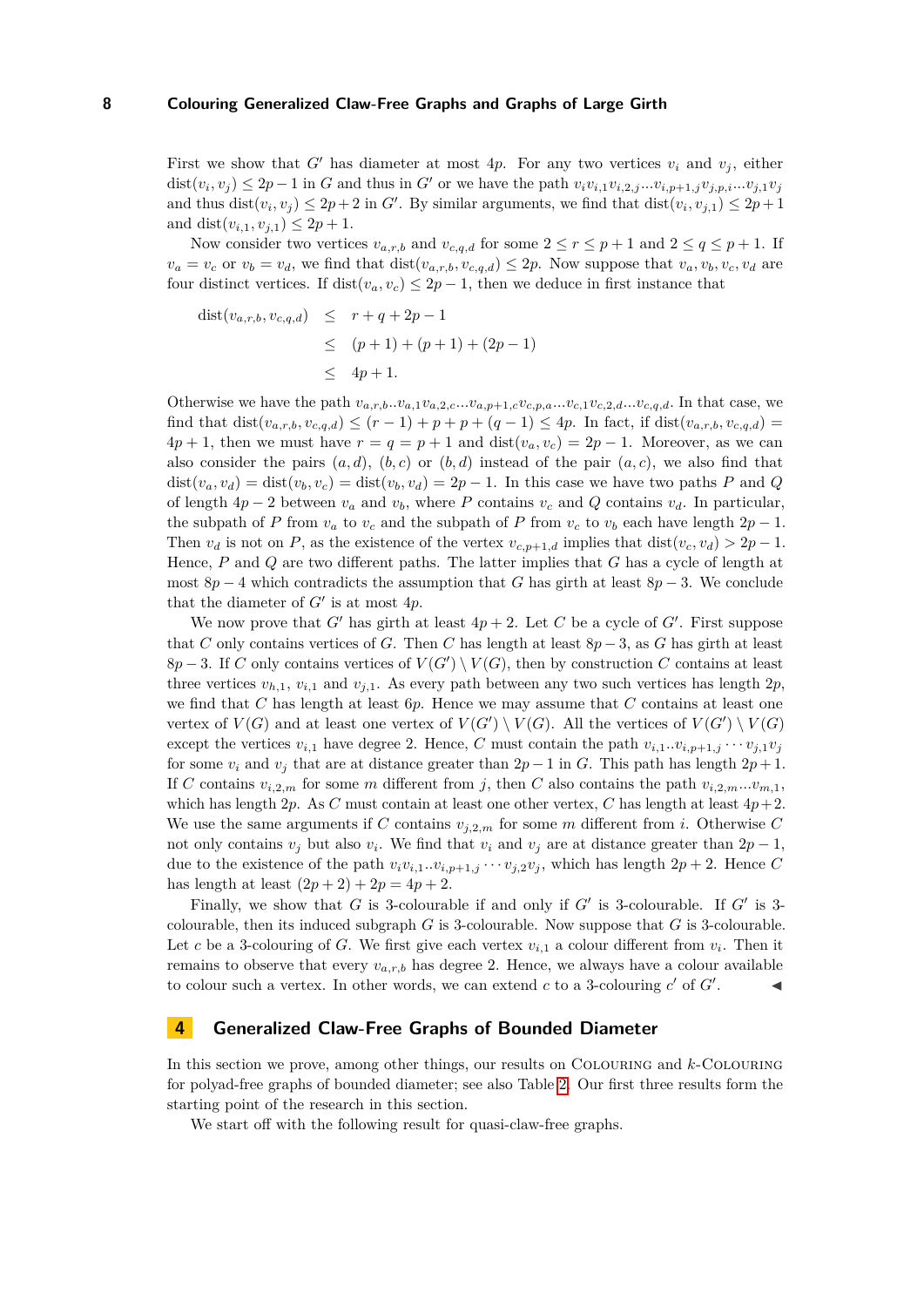First we show that $G'$ has diameter at most $4p$. For any two vertices $v_i$ and $v_j$, either $\text{dist}(v_i, v_j) \leq 2p-1$ in $G$ and thus in $G'$ or we have the path $v_i v_{i,1} v_{i,2,j} ... v_{i,p+1,j} v_{j,p,i} ... v_{j,1} v_j$ and thus $\text{dist}(v_i, v_j) \leq 2p+2$ in $G'$. By similar arguments, we find that $\text{dist}(v_i, v_{j,1}) \leq 2p+1$ and $\text{dist}(v_{i,1}, v_{j,1}) \leq 2p+1$.

Now consider two vertices $v_{a,r,b}$ and $v_{c,q,d}$ for some $2 \leq r \leq p+1$ and $2 \leq q \leq p+1$. If $v_a = v_c$ or $v_b = v_d$, we find that $\text{dist}(v_{a,r,b}, v_{c,q,d}) \leq 2p$. Now suppose that $v_a, v_b, v_c, v_d$ are four distinct vertices. If $\text{dist}(v_a, v_c) \leq 2p-1$, then we deduce in first instance that

$$
\begin{aligned}
\text{dist}(v_{a,r,b}, v_{c,q,d}) &\leq r + q + 2p - 1 \\
&\leq (p+1) + (p+1) + (2p-1) \\
&\leq 4p+1.
\end{aligned}
$$

Otherwise we have the path $v_{a,r,b}..v_{a,1} v_{a,2,c} ... v_{a,p+1,c} v_{c,p,a} ... v_{c,1} v_{c,2,d} ... v_{c,q,d}$. In that case, we find that $\text{dist}(v_{a,r,b}, v_{c,q,d}) \leq (r-1) + p + p + (q-1) \leq 4p$. In fact, if $\text{dist}(v_{a,r,b}, v_{c,q,d}) = 4p+1$, then we must have $r = q = p+1$ and $\text{dist}(v_a, v_c) = 2p-1$. Moreover, as we can also consider the pairs $(a,d)$, $(b,c)$ or $(b,d)$ instead of the pair $(a,c)$, we also find that $\text{dist}(v_a, v_d) = \text{dist}(v_b, v_c) = \text{dist}(v_b, v_d) = 2p-1$. In this case we have two paths $P$ and $Q$ of length $4p-2$ between $v_a$ and $v_b$, where $P$ contains $v_c$ and $Q$ contains $v_d$. In particular, the subpath of $P$ from $v_a$ to $v_c$ and the subpath of $P$ from $v_c$ to $v_b$ each have length $2p-1$. Then $v_d$ is not on $P$, as the existence of the vertex $v_{c,p+1,d}$ implies that $\text{dist}(v_c, v_d) > 2p-1$. Hence, $P$ and $Q$ are two different paths. The latter implies that $G$ has a cycle of length at most $8p-4$ which contradicts the assumption that $G$ has girth at least $8p-3$. We conclude that the diameter of $G'$ is at most $4p$.

We now prove that $G'$ has girth at least $4p+2$. Let $C$ be a cycle of $G'$. First suppose that $C$ only contains vertices of $G$. Then $C$ has length at least $8p-3$, as $G$ has girth at least $8p-3$. If $C$ only contains vertices of $V(G') \setminus V(G)$, then by construction $C$ contains at least three vertices $v_{h,1}$, $v_{i,1}$ and $v_{j,1}$. As every path between any two such vertices has length $2p$, we find that $C$ has length at least $6p$. Hence we may assume that $C$ contains at least one vertex of $V(G)$ and at least one vertex of $V(G') \setminus V(G)$. All the vertices of $V(G') \setminus V(G)$ except the vertices $v_{i,1}$ have degree 2. Hence, $C$ must contain the path $v_{i,1}..v_{i,p+1,j} \cdots v_{j,1} v_j$ for some $v_i$ and $v_j$ that are at distance greater than $2p-1$ in $G$. This path has length $2p+1$. If $C$ contains $v_{i,2,m}$ for some $m$ different from $j$, then $C$ also contains the path $v_{i,2,m}...v_{m,1}$, which has length $2p$. As $C$ must contain at least one other vertex, $C$ has length at least $4p+2$. We use the same arguments if $C$ contains $v_{j,2,m}$ for some $m$ different from $i$. Otherwise $C$ not only contains $v_j$ but also $v_i$. We find that $v_i$ and $v_j$ are at distance greater than $2p-1$, due to the existence of the path $v_i v_{i,1}..v_{i,p+1,j} \cdots v_{j,2} v_j$, which has length $2p+2$. Hence $C$ has length at least $(2p+2) + 2p = 4p+2$.

Finally, we show that $G$ is 3-colourable if and only if $G'$ is 3-colourable. If $G'$ is 3-colourable, then its induced subgraph $G$ is 3-colourable. Now suppose that $G$ is 3-colourable. Let $c$ be a 3-colouring of $G$. We first give each vertex $v_{i,1}$ a colour different from $v_i$. Then it remains to observe that every $v_{a,r,b}$ has degree 2. Hence, we always have a colour available to colour such a vertex. In other words, we can extend $c$ to a 3-colouring $c'$ of $G'$. ◀

## 4 Generalized Claw-Free Graphs of Bounded Diameter

In this section we prove, among other things, our results on Colouring and $k$-Colouring for polyad-free graphs of bounded diameter; see also Table 2. Our first three results form the starting point of the research in this section.

We start off with the following result for quasi-claw-free graphs.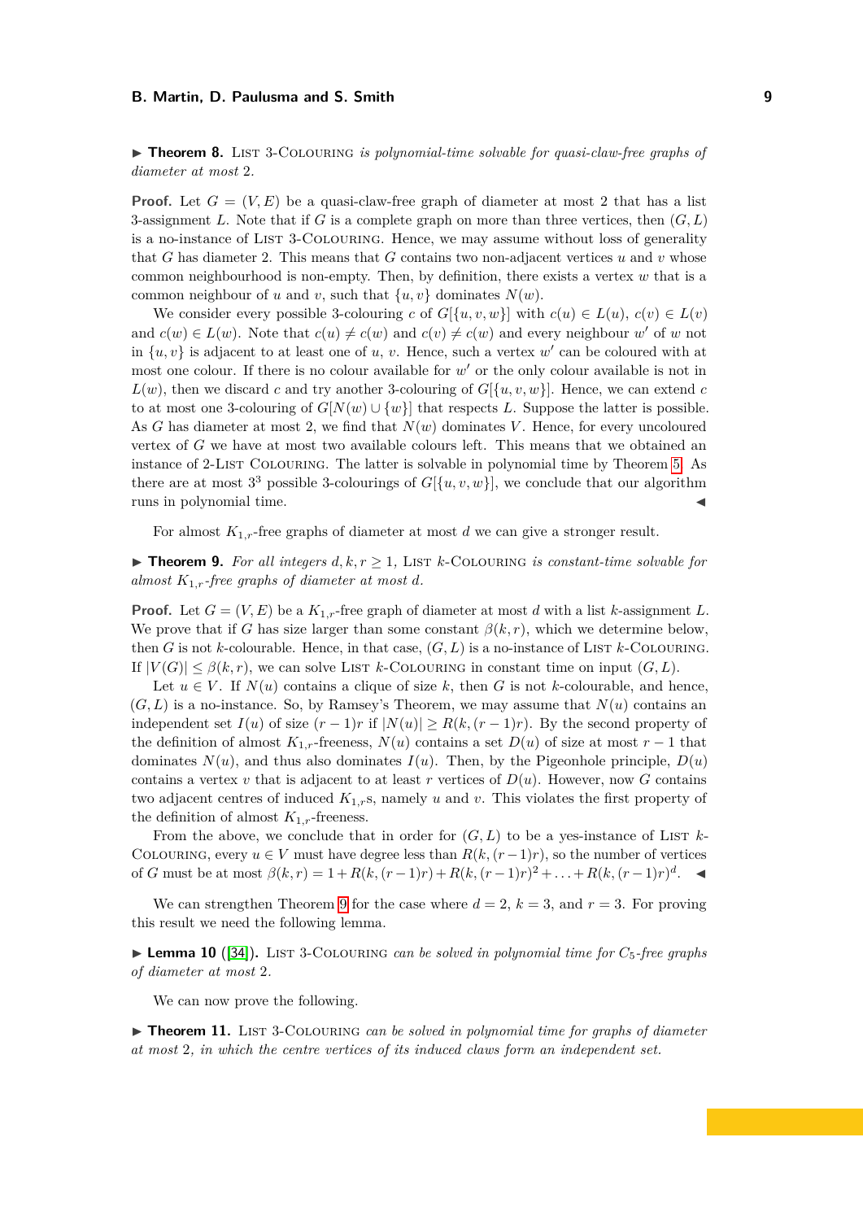▶ **Theorem 8.** List 3-Colouring *is polynomial-time solvable for quasi-claw-free graphs of diameter at most* 2*.*

**Proof.** Let $G = (V, E)$ be a quasi-claw-free graph of diameter at most 2 that has a list 3-assignment $L$. Note that if $G$ is a complete graph on more than three vertices, then $(G, L)$ is a no-instance of List 3-Colouring. Hence, we may assume without loss of generality that $G$ has diameter 2. This means that $G$ contains two non-adjacent vertices $u$ and $v$ whose common neighbourhood is non-empty. Then, by definition, there exists a vertex $w$ that is a common neighbour of $u$ and $v$, such that $\{u, v\}$ dominates $N(w)$.

We consider every possible 3-colouring $c$ of $G[\{u, v, w\}]$ with $c(u) \in L(u)$, $c(v) \in L(v)$ and $c(w) \in L(w)$. Note that $c(u) \neq c(w)$ and $c(v) \neq c(w)$ and every neighbour $w'$ of $w$ not in $\{u, v\}$ is adjacent to at least one of $u$, $v$. Hence, such a vertex $w'$ can be coloured with at most one colour. If there is no colour available for $w'$ or the only colour available is not in $L(w)$, then we discard $c$ and try another 3-colouring of $G[\{u, v, w\}]$. Hence, we can extend $c$ to at most one 3-colouring of $G[N(w) \cup \{w\}]$ that respects $L$. Suppose the latter is possible. As $G$ has diameter at most 2, we find that $N(w)$ dominates $V$. Hence, for every uncoloured vertex of $G$ we have at most two available colours left. This means that we obtained an instance of 2-List Colouring. The latter is solvable in polynomial time by Theorem 5. As there are at most $3^3$ possible 3-colourings of $G[\{u, v, w\}]$, we conclude that our algorithm runs in polynomial time. ◀

For almost $K_{1,r}$-free graphs of diameter at most $d$ we can give a stronger result.

▶ **Theorem 9.** *For all integers* $d, k, r \geq 1$*,* List $k$-Colouring *is constant-time solvable for almost* $K_{1,r}$*-free graphs of diameter at most* $d$*.*

**Proof.** Let $G = (V, E)$ be a $K_{1,r}$-free graph of diameter at most $d$ with a list $k$-assignment $L$. We prove that if $G$ has size larger than some constant $\beta(k, r)$, which we determine below, then $G$ is not $k$-colourable. Hence, in that case, $(G, L)$ is a no-instance of List $k$-Colouring. If $|V(G)| \leq \beta(k, r)$, we can solve List $k$-Colouring in constant time on input $(G, L)$.

Let $u \in V$. If $N(u)$ contains a clique of size $k$, then $G$ is not $k$-colourable, and hence, $(G, L)$ is a no-instance. So, by Ramsey's Theorem, we may assume that $N(u)$ contains an independent set $I(u)$ of size $(r-1)r$ if $|N(u)| \geq R(k, (r-1)r)$. By the second property of the definition of almost $K_{1,r}$-freeness, $N(u)$ contains a set $D(u)$ of size at most $r-1$ that dominates $N(u)$, and thus also dominates $I(u)$. Then, by the Pigeonhole principle, $D(u)$ contains a vertex $v$ that is adjacent to at least $r$ vertices of $D(u)$. However, now $G$ contains two adjacent centres of induced $K_{1,r}$s, namely $u$ and $v$. This violates the first property of the definition of almost $K_{1,r}$-freeness.

From the above, we conclude that in order for $(G, L)$ to be a yes-instance of List $k$-Colouring, every $u \in V$ must have degree less than $R(k, (r-1)r)$, so the number of vertices of $G$ must be at most $\beta(k, r) = 1 + R(k, (r-1)r) + R(k, (r-1)r)^2 + \ldots + R(k, (r-1)r)^d$. ◀

We can strengthen Theorem 9 for the case where $d = 2$, $k = 3$, and $r = 3$. For proving this result we need the following lemma.

▶ **Lemma 10** ([34])**.** List 3-Colouring *can be solved in polynomial time for* $C_5$*-free graphs of diameter at most* 2*.*

We can now prove the following.

▶ **Theorem 11.** List 3-Colouring *can be solved in polynomial time for graphs of diameter at most* 2*, in which the centre vertices of its induced claws form an independent set.*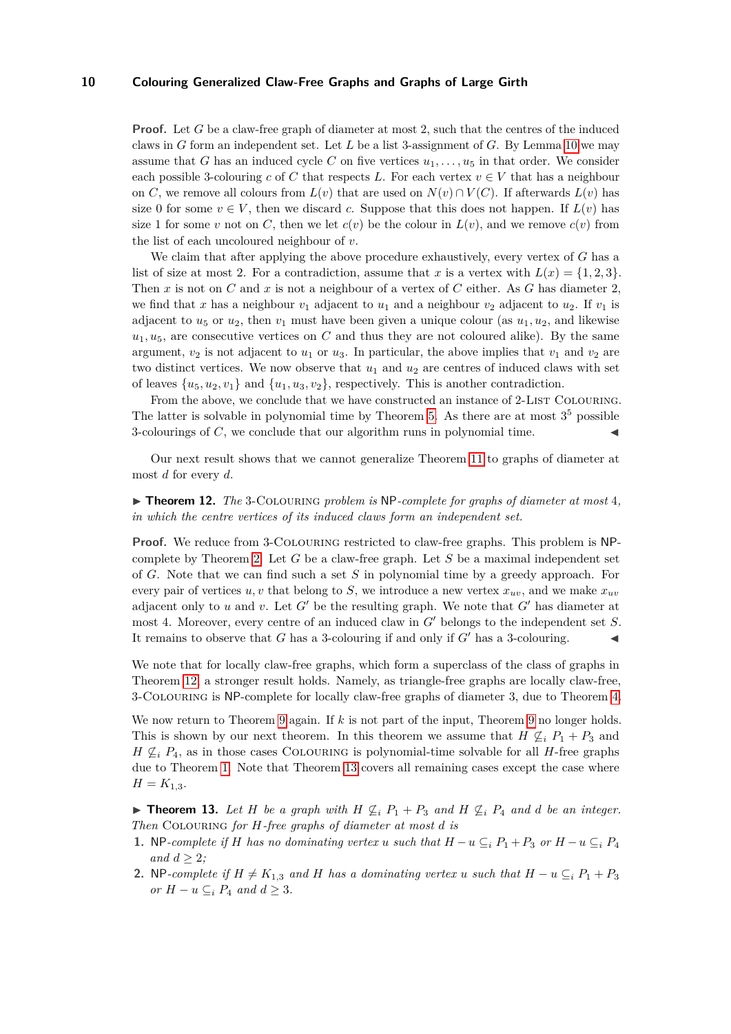**Proof.** Let $G$ be a claw-free graph of diameter at most 2, such that the centres of the induced claws in $G$ form an independent set. Let $L$ be a list 3-assignment of $G$. By Lemma 10 we may assume that $G$ has an induced cycle $C$ on five vertices $u_1, \ldots, u_5$ in that order. We consider each possible 3-colouring $c$ of $C$ that respects $L$. For each vertex $v \in V$ that has a neighbour on $C$, we remove all colours from $L(v)$ that are used on $N(v) \cap V(C)$. If afterwards $L(v)$ has size 0 for some $v \in V$, then we discard $c$. Suppose that this does not happen. If $L(v)$ has size 1 for some $v$ not on $C$, then we let $c(v)$ be the colour in $L(v)$, and we remove $c(v)$ from the list of each uncoloured neighbour of $v$.

We claim that after applying the above procedure exhaustively, every vertex of $G$ has a list of size at most 2. For a contradiction, assume that $x$ is a vertex with $L(x) = \{1, 2, 3\}$. Then $x$ is not on $C$ and $x$ is not a neighbour of a vertex of $C$ either. As $G$ has diameter 2, we find that $x$ has a neighbour $v_1$ adjacent to $u_1$ and a neighbour $v_2$ adjacent to $u_2$. If $v_1$ is adjacent to $u_5$ or $u_2$, then $v_1$ must have been given a unique colour (as $u_1, u_2$, and likewise $u_1, u_5$, are consecutive vertices on $C$ and thus they are not coloured alike). By the same argument, $v_2$ is not adjacent to $u_1$ or $u_3$. In particular, the above implies that $v_1$ and $v_2$ are two distinct vertices. We now observe that $u_1$ and $u_2$ are centres of induced claws with set of leaves $\{u_5, u_2, v_1\}$ and $\{u_1, u_3, v_2\}$, respectively. This is another contradiction.

From the above, we conclude that we have constructed an instance of 2-List Colouring. The latter is solvable in polynomial time by Theorem 5. As there are at most $3^5$ possible 3-colourings of $C$, we conclude that our algorithm runs in polynomial time. ◀

Our next result shows that we cannot generalize Theorem 11 to graphs of diameter at most $d$ for every $d$.

▶ **Theorem 12.** *The* 3-Colouring *problem is* NP*-complete for graphs of diameter at most* 4*, in which the centre vertices of its induced claws form an independent set.*

**Proof.** We reduce from 3-Colouring restricted to claw-free graphs. This problem is NP-complete by Theorem 2. Let $G$ be a claw-free graph. Let $S$ be a maximal independent set of $G$. Note that we can find such a set $S$ in polynomial time by a greedy approach. For every pair of vertices $u, v$ that belong to $S$, we introduce a new vertex $x_{uv}$, and we make $x_{uv}$ adjacent only to $u$ and $v$. Let $G'$ be the resulting graph. We note that $G'$ has diameter at most 4. Moreover, every centre of an induced claw in $G'$ belongs to the independent set $S$. It remains to observe that $G$ has a 3-colouring if and only if $G'$ has a 3-colouring. ◀

We note that for locally claw-free graphs, which form a superclass of the class of graphs in Theorem 12, a stronger result holds. Namely, as triangle-free graphs are locally claw-free, 3-Colouring is NP-complete for locally claw-free graphs of diameter 3, due to Theorem 4.

We now return to Theorem 9 again. If $k$ is not part of the input, Theorem 9 no longer holds. This is shown by our next theorem. In this theorem we assume that $H \not\subseteq_i P_1 + P_3$ and $H \not\subseteq_i P_4$, as in those cases Colouring is polynomial-time solvable for all $H$-free graphs due to Theorem 1. Note that Theorem 13 covers all remaining cases except the case where $H = K_{1,3}$.

▶ **Theorem 13.** *Let $H$ be a graph with $H \not\subseteq_i P_1 + P_3$ and $H \not\subseteq_i P_4$ and $d$ be an integer. Then* Colouring *for $H$-free graphs of diameter at most $d$ is*

1. NP*-complete if $H$ has no dominating vertex $u$ such that $H - u \subseteq_i P_1 + P_3$ or $H - u \subseteq_i P_4$ and $d \geq 2$;*
2. NP*-complete if $H \neq K_{1,3}$ and $H$ has a dominating vertex $u$ such that $H - u \subseteq_i P_1 + P_3$ or $H - u \subseteq_i P_4$ and $d \geq 3$.*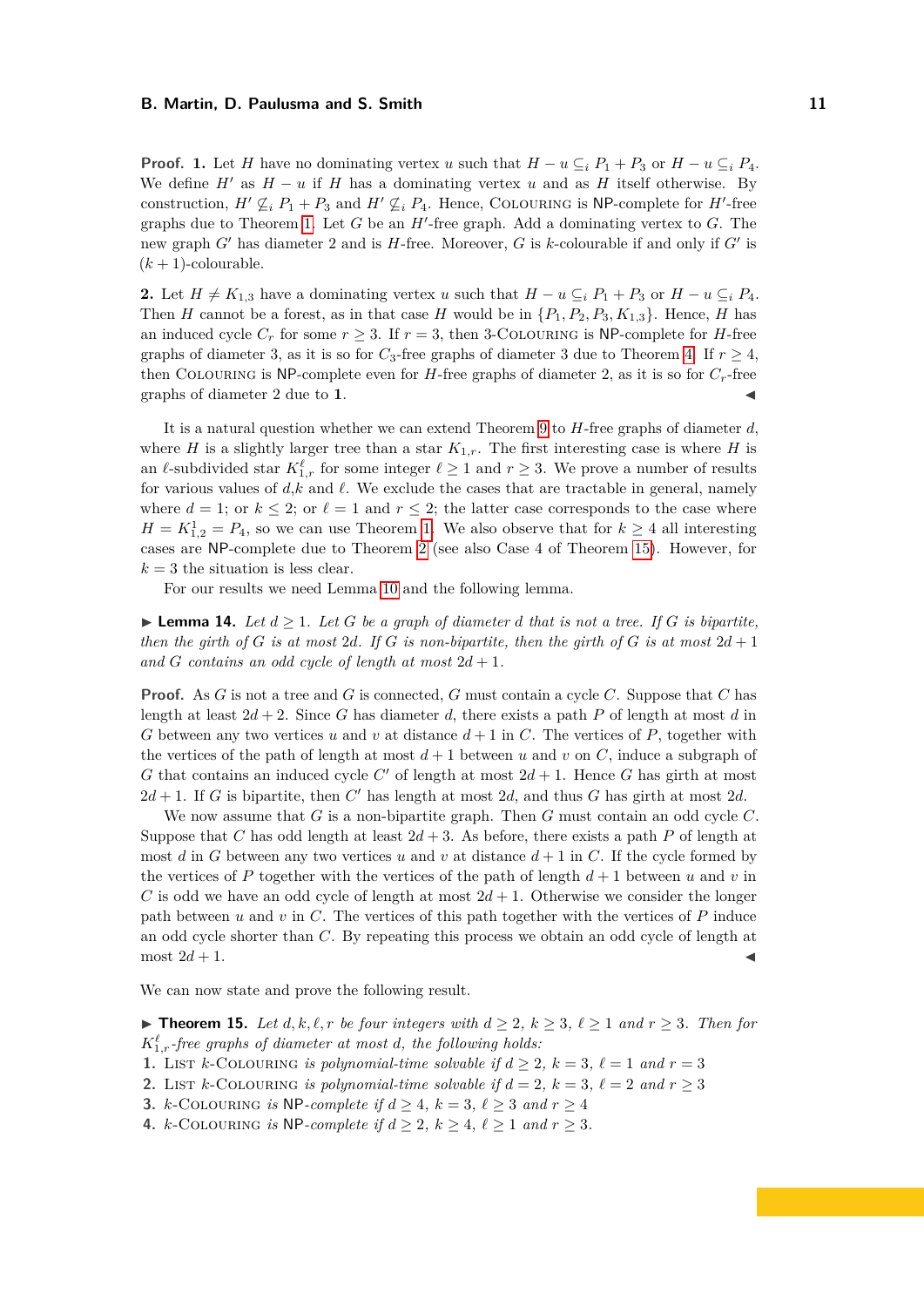**Proof. 1.** Let $H$ have no dominating vertex $u$ such that $H - u \subseteq_i P_1 + P_3$ or $H - u \subseteq_i P_4$. We define $H'$ as $H - u$ if $H$ has a dominating vertex $u$ and as $H$ itself otherwise. By construction, $H' \not\subseteq_i P_1 + P_3$ and $H' \not\subseteq_i P_4$. Hence, Colouring is NP-complete for $H'$-free graphs due to Theorem 1. Let $G$ be an $H'$-free graph. Add a dominating vertex to $G$. The new graph $G'$ has diameter 2 and is $H$-free. Moreover, $G$ is $k$-colourable if and only if $G'$ is $(k+1)$-colourable.

**2.** Let $H \neq K_{1,3}$ have a dominating vertex $u$ such that $H - u \subseteq_i P_1 + P_3$ or $H - u \subseteq_i P_4$. Then $H$ cannot be a forest, as in that case $H$ would be in $\{P_1, P_2, P_3, K_{1,3}\}$. Hence, $H$ has an induced cycle $C_r$ for some $r \geq 3$. If $r = 3$, then 3-Colouring is NP-complete for $H$-free graphs of diameter 3, as it is so for $C_3$-free graphs of diameter 3 due to Theorem 4. If $r \geq 4$, then Colouring is NP-complete even for $H$-free graphs of diameter 2, as it is so for $C_r$-free graphs of diameter 2 due to **1**. ◀

It is a natural question whether we can extend Theorem 9 to $H$-free graphs of diameter $d$, where $H$ is a slightly larger tree than a star $K_{1,r}$. The first interesting case is where $H$ is an $\ell$-subdivided star $K^{\ell}_{1,r}$ for some integer $\ell \geq 1$ and $r \geq 3$. We prove a number of results for various values of $d$,$k$ and $\ell$. We exclude the cases that are tractable in general, namely where $d = 1$; or $k \leq 2$; or $\ell = 1$ and $r \leq 2$; the latter case corresponds to the case where $H = K^1_{1,2} = P_4$, so we can use Theorem 1. We also observe that for $k \geq 4$ all interesting cases are NP-complete due to Theorem 2 (see also Case 4 of Theorem 15). However, for $k = 3$ the situation is less clear.

For our results we need Lemma 10 and the following lemma.

▶ **Lemma 14.** *Let $d \geq 1$. Let $G$ be a graph of diameter $d$ that is not a tree. If $G$ is bipartite, then the girth of $G$ is at most $2d$. If $G$ is non-bipartite, then the girth of $G$ is at most $2d + 1$ and $G$ contains an odd cycle of length at most $2d + 1$.*

**Proof.** As $G$ is not a tree and $G$ is connected, $G$ must contain a cycle $C$. Suppose that $C$ has length at least $2d + 2$. Since $G$ has diameter $d$, there exists a path $P$ of length at most $d$ in $G$ between any two vertices $u$ and $v$ at distance $d + 1$ in $C$. The vertices of $P$, together with the vertices of the path of length at most $d + 1$ between $u$ and $v$ on $C$, induce a subgraph of $G$ that contains an induced cycle $C'$ of length at most $2d + 1$. Hence $G$ has girth at most $2d + 1$. If $G$ is bipartite, then $C'$ has length at most $2d$, and thus $G$ has girth at most $2d$.

We now assume that $G$ is a non-bipartite graph. Then $G$ must contain an odd cycle $C$. Suppose that $C$ has odd length at least $2d + 3$. As before, there exists a path $P$ of length at most $d$ in $G$ between any two vertices $u$ and $v$ at distance $d + 1$ in $C$. If the cycle formed by the vertices of $P$ together with the vertices of the path of length $d + 1$ between $u$ and $v$ in $C$ is odd we have an odd cycle of length at most $2d + 1$. Otherwise we consider the longer path between $u$ and $v$ in $C$. The vertices of this path together with the vertices of $P$ induce an odd cycle shorter than $C$. By repeating this process we obtain an odd cycle of length at most $2d + 1$. ◀

We can now state and prove the following result.

▶ **Theorem 15.** *Let $d, k, \ell, r$ be four integers with $d \geq 2$, $k \geq 3$, $\ell \geq 1$ and $r \geq 3$. Then for $K^{\ell}_{1,r}$-free graphs of diameter at most $d$, the following holds:*

1. *List $k$-Colouring is polynomial-time solvable if $d \geq 2$, $k = 3$, $\ell = 1$ and $r = 3$*
2. *List $k$-Colouring is polynomial-time solvable if $d = 2$, $k = 3$, $\ell = 2$ and $r \geq 3$*
3. *$k$-Colouring is NP-complete if $d \geq 4$, $k = 3$, $\ell \geq 3$ and $r \geq 4$*
4. *$k$-Colouring is NP-complete if $d \geq 2$, $k \geq 4$, $\ell \geq 1$ and $r \geq 3$.*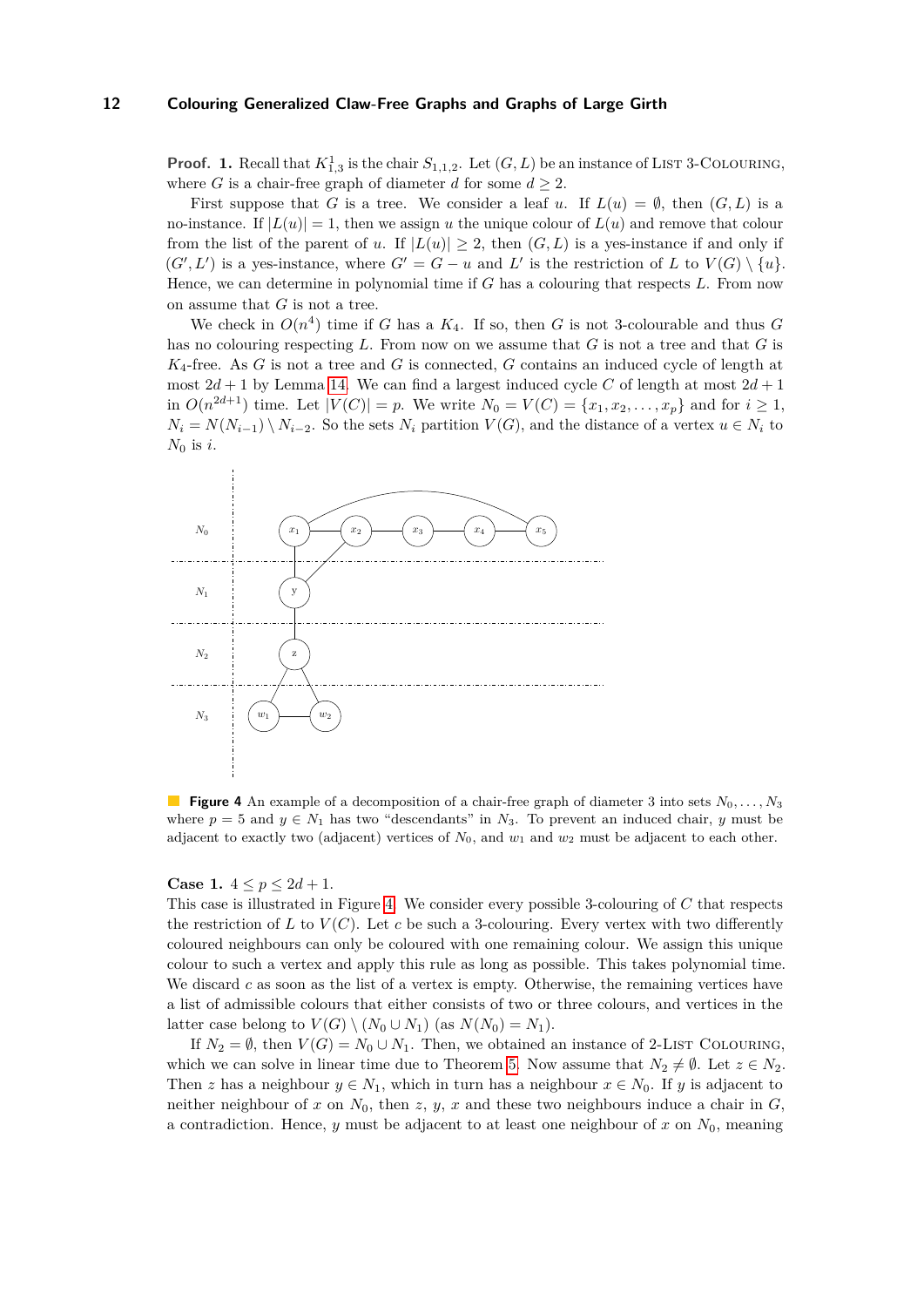**Proof. 1.** Recall that $K^1_{1,3}$ is the chair $S_{1,1,2}$. Let $(G, L)$ be an instance of List 3-Colouring, where $G$ is a chair-free graph of diameter $d$ for some $d \geq 2$.

First suppose that $G$ is a tree. We consider a leaf $u$. If $L(u) = \emptyset$, then $(G, L)$ is a no-instance. If $|L(u)| = 1$, then we assign $u$ the unique colour of $L(u)$ and remove that colour from the list of the parent of $u$. If $|L(u)| \geq 2$, then $(G, L)$ is a yes-instance if and only if $(G', L')$ is a yes-instance, where $G' = G - u$ and $L'$ is the restriction of $L$ to $V(G) \setminus \{u\}$. Hence, we can determine in polynomial time if $G$ has a colouring that respects $L$. From now on assume that $G$ is not a tree.

We check in $O(n^4)$ time if $G$ has a $K_4$. If so, then $G$ is not 3-colourable and thus $G$ has no colouring respecting $L$. From now on we assume that $G$ is not a tree and that $G$ is $K_4$-free. As $G$ is not a tree and $G$ is connected, $G$ contains an induced cycle of length at most $2d + 1$ by Lemma 14. We can find a largest induced cycle $C$ of length at most $2d + 1$ in $O(n^{2d+1})$ time. Let $|V(C)| = p$. We write $N_0 = V(C) = \{x_1, x_2, \ldots, x_p\}$ and for $i \geq 1$, $N_i = N(N_{i-1}) \setminus N_{i-2}$. So the sets $N_i$ partition $V(G)$, and the distance of a vertex $u \in N_i$ to $N_0$ is $i$.

**Figure 4** An example of a decomposition of a chair-free graph of diameter 3 into sets $N_0, \ldots, N_3$ where $p = 5$ and $y \in N_1$ has two "descendants" in $N_3$. To prevent an induced chair, $y$ must be adjacent to exactly two (adjacent) vertices of $N_0$, and $w_1$ and $w_2$ must be adjacent to each other.

**Case 1.** $4 \leq p \leq 2d + 1$.
This case is illustrated in Figure 4. We consider every possible 3-colouring of $C$ that respects the restriction of $L$ to $V(C)$. Let $c$ be such a 3-colouring. Every vertex with two differently coloured neighbours can only be coloured with one remaining colour. We assign this unique colour to such a vertex and apply this rule as long as possible. This takes polynomial time. We discard $c$ as soon as the list of a vertex is empty. Otherwise, the remaining vertices have a list of admissible colours that either consists of two or three colours, and vertices in the latter case belong to $V(G) \setminus (N_0 \cup N_1)$ (as $N(N_0) = N_1$).

If $N_2 = \emptyset$, then $V(G) = N_0 \cup N_1$. Then, we obtained an instance of 2-List Colouring, which we can solve in linear time due to Theorem 5. Now assume that $N_2 \neq \emptyset$. Let $z \in N_2$. Then $z$ has a neighbour $y \in N_1$, which in turn has a neighbour $x \in N_0$. If $y$ is adjacent to neither neighbour of $x$ on $N_0$, then $z$, $y$, $x$ and these two neighbours induce a chair in $G$, a contradiction. Hence, $y$ must be adjacent to at least one neighbour of $x$ on $N_0$, meaning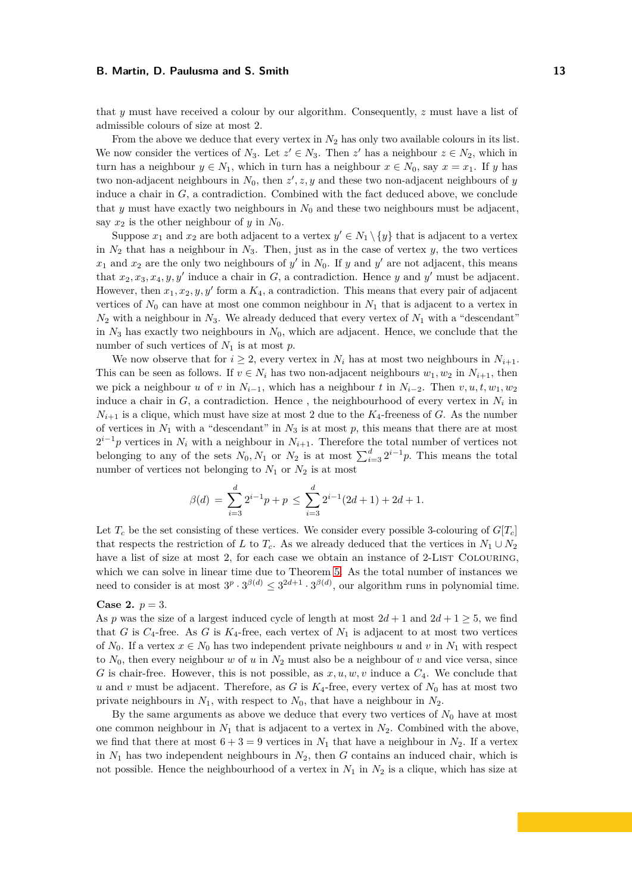that $y$ must have received a colour by our algorithm. Consequently, $z$ must have a list of admissible colours of size at most 2.

From the above we deduce that every vertex in $N_2$ has only two available colours in its list. We now consider the vertices of $N_3$. Let $z' \in N_3$. Then $z'$ has a neighbour $z \in N_2$, which in turn has a neighbour $y \in N_1$, which in turn has a neighbour $x \in N_0$, say $x = x_1$. If $y$ has two non-adjacent neighbours in $N_0$, then $z', z, y$ and these two non-adjacent neighbours of $y$ induce a chair in $G$, a contradiction. Combined with the fact deduced above, we conclude that $y$ must have exactly two neighbours in $N_0$ and these two neighbours must be adjacent, say $x_2$ is the other neighbour of $y$ in $N_0$.

Suppose $x_1$ and $x_2$ are both adjacent to a vertex $y' \in N_1 \setminus \{y\}$ that is adjacent to a vertex in $N_2$ that has a neighbour in $N_3$. Then, just as in the case of vertex $y$, the two vertices $x_1$ and $x_2$ are the only two neighbours of $y'$ in $N_0$. If $y$ and $y'$ are not adjacent, this means that $x_2, x_3, x_4, y, y'$ induce a chair in $G$, a contradiction. Hence $y$ and $y'$ must be adjacent. However, then $x_1, x_2, y, y'$ form a $K_4$, a contradiction. This means that every pair of adjacent vertices of $N_0$ can have at most one common neighbour in $N_1$ that is adjacent to a vertex in $N_2$ with a neighbour in $N_3$. We already deduced that every vertex of $N_1$ with a "descendant" in $N_3$ has exactly two neighbours in $N_0$, which are adjacent. Hence, we conclude that the number of such vertices of $N_1$ is at most $p$.

We now observe that for $i \geq 2$, every vertex in $N_i$ has at most two neighbours in $N_{i+1}$. This can be seen as follows. If $v \in N_i$ has two non-adjacent neighbours $w_1, w_2$ in $N_{i+1}$, then we pick a neighbour $u$ of $v$ in $N_{i-1}$, which has a neighbour $t$ in $N_{i-2}$. Then $v, u, t, w_1, w_2$ induce a chair in $G$, a contradiction. Hence , the neighbourhood of every vertex in $N_i$ in $N_{i+1}$ is a clique, which must have size at most 2 due to the $K_4$-freeness of $G$. As the number of vertices in $N_1$ with a "descendant" in $N_3$ is at most $p$, this means that there are at most $2^{i-1}p$ vertices in $N_i$ with a neighbour in $N_{i+1}$. Therefore the total number of vertices not belonging to any of the sets $N_0, N_1$ or $N_2$ is at most $\sum_{i=3}^{d} 2^{i-1}p$. This means the total number of vertices not belonging to $N_1$ or $N_2$ is at most

$$\beta(d) = \sum_{i=3}^{d} 2^{i-1}p + p \leq \sum_{i=3}^{d} 2^{i-1}(2d+1) + 2d + 1.$$

Let $T_c$ be the set consisting of these vertices. We consider every possible 3-colouring of $G[T_c]$ that respects the restriction of $L$ to $T_c$. As we already deduced that the vertices in $N_1 \cup N_2$ have a list of size at most 2, for each case we obtain an instance of 2-List Colouring, which we can solve in linear time due to Theorem 5. As the total number of instances we need to consider is at most $3^p \cdot 3^{\beta(d)} \leq 3^{2d+1} \cdot 3^{\beta(d)}$, our algorithm runs in polynomial time.

**Case 2.** $p = 3$.
As $p$ was the size of a largest induced cycle of length at most $2d+1$ and $2d+1 \geq 5$, we find that $G$ is $C_4$-free. As $G$ is $K_4$-free, each vertex of $N_1$ is adjacent to at most two vertices of $N_0$. If a vertex $x \in N_0$ has two independent private neighbours $u$ and $v$ in $N_1$ with respect to $N_0$, then every neighbour $w$ of $u$ in $N_2$ must also be a neighbour of $v$ and vice versa, since $G$ is chair-free. However, this is not possible, as $x, u, w, v$ induce a $C_4$. We conclude that $u$ and $v$ must be adjacent. Therefore, as $G$ is $K_4$-free, every vertex of $N_0$ has at most two private neighbours in $N_1$, with respect to $N_0$, that have a neighbour in $N_2$.

By the same arguments as above we deduce that every two vertices of $N_0$ have at most one common neighbour in $N_1$ that is adjacent to a vertex in $N_2$. Combined with the above, we find that there at most $6 + 3 = 9$ vertices in $N_1$ that have a neighbour in $N_2$. If a vertex in $N_1$ has two independent neighbours in $N_2$, then $G$ contains an induced chair, which is not possible. Hence the neighbourhood of a vertex in $N_1$ in $N_2$ is a clique, which has size at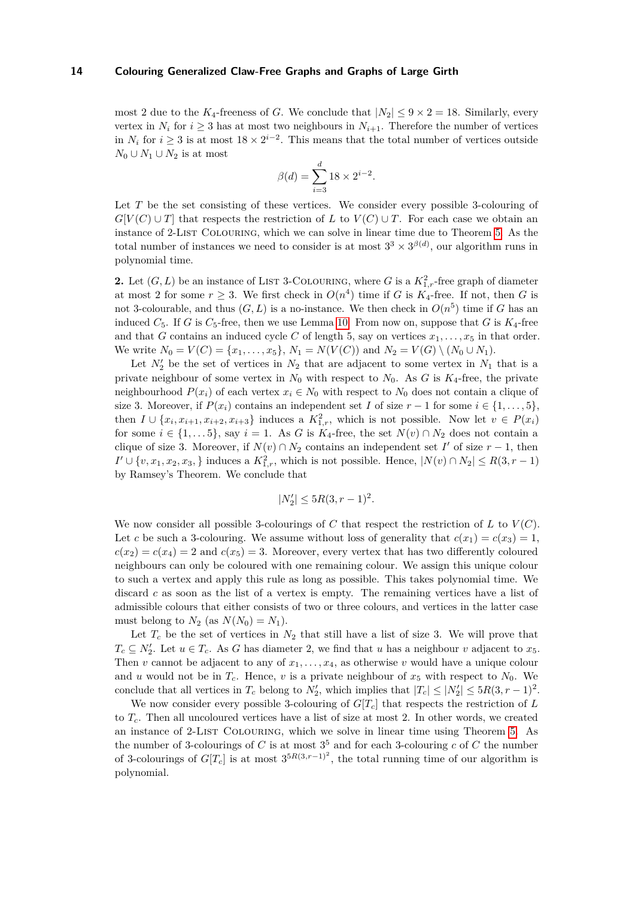most 2 due to the $K_4$-freeness of $G$. We conclude that $|N_2| \leq 9 \times 2 = 18$. Similarly, every vertex in $N_i$ for $i \geq 3$ has at most two neighbours in $N_{i+1}$. Therefore the number of vertices in $N_i$ for $i \geq 3$ is at most $18 \times 2^{i-2}$. This means that the total number of vertices outside $N_0 \cup N_1 \cup N_2$ is at most

$$\beta(d) = \sum_{i=3}^{d} 18 \times 2^{i-2}.$$

Let $T$ be the set consisting of these vertices. We consider every possible 3-colouring of $G[V(C) \cup T]$ that respects the restriction of $L$ to $V(C) \cup T$. For each case we obtain an instance of 2-List Colouring, which we can solve in linear time due to Theorem 5. As the total number of instances we need to consider is at most $3^3 \times 3^{\beta(d)}$, our algorithm runs in polynomial time.

**2.** Let $(G, L)$ be an instance of List 3-Colouring, where $G$ is a $K_{1,r}^2$-free graph of diameter at most 2 for some $r \geq 3$. We first check in $O(n^4)$ time if $G$ is $K_4$-free. If not, then $G$ is not 3-colourable, and thus $(G, L)$ is a no-instance. We then check in $O(n^5)$ time if $G$ has an induced $C_5$. If $G$ is $C_5$-free, then we use Lemma 10. From now on, suppose that $G$ is $K_4$-free and that $G$ contains an induced cycle $C$ of length 5, say on vertices $x_1, \ldots, x_5$ in that order. We write $N_0 = V(C) = \{x_1, \ldots, x_5\}$, $N_1 = N(V(C))$ and $N_2 = V(G) \setminus (N_0 \cup N_1)$.

Let $N_2'$ be the set of vertices in $N_2$ that are adjacent to some vertex in $N_1$ that is a private neighbour of some vertex in $N_0$ with respect to $N_0$. As $G$ is $K_4$-free, the private neighbourhood $P(x_i)$ of each vertex $x_i \in N_0$ with respect to $N_0$ does not contain a clique of size 3. Moreover, if $P(x_i)$ contains an independent set $I$ of size $r-1$ for some $i \in \{1, \ldots, 5\}$, then $I \cup \{x_i, x_{i+1}, x_{i+2}, x_{i+3}\}$ induces a $K_{1,r}^2$, which is not possible. Now let $v \in P(x_i)$ for some $i \in \{1, \ldots 5\}$, say $i = 1$. As $G$ is $K_4$-free, the set $N(v) \cap N_2$ does not contain a clique of size 3. Moreover, if $N(v) \cap N_2$ contains an independent set $I'$ of size $r-1$, then $I' \cup \{v, x_1, x_2, x_3, \}$ induces a $K_{1,r}^2$, which is not possible. Hence, $|N(v) \cap N_2| \leq R(3, r-1)$ by Ramsey's Theorem. We conclude that

$$|N_2'| \leq 5R(3, r-1)^2.$$

We now consider all possible 3-colourings of $C$ that respect the restriction of $L$ to $V(C)$. Let $c$ be such a 3-colouring. We assume without loss of generality that $c(x_1) = c(x_3) = 1$, $c(x_2) = c(x_4) = 2$ and $c(x_5) = 3$. Moreover, every vertex that has two differently coloured neighbours can only be coloured with one remaining colour. We assign this unique colour to such a vertex and apply this rule as long as possible. This takes polynomial time. We discard $c$ as soon as the list of a vertex is empty. The remaining vertices have a list of admissible colours that either consists of two or three colours, and vertices in the latter case must belong to $N_2$ (as $N(N_0) = N_1$).

Let $T_c$ be the set of vertices in $N_2$ that still have a list of size 3. We will prove that $T_c \subseteq N_2'$. Let $u \in T_c$. As $G$ has diameter 2, we find that $u$ has a neighbour $v$ adjacent to $x_5$. Then $v$ cannot be adjacent to any of $x_1, \ldots, x_4$, as otherwise $v$ would have a unique colour and $u$ would not be in $T_c$. Hence, $v$ is a private neighbour of $x_5$ with respect to $N_0$. We conclude that all vertices in $T_c$ belong to $N_2'$, which implies that $|T_c| \leq |N_2'| \leq 5R(3, r-1)^2$.

We now consider every possible 3-colouring of $G[T_c]$ that respects the restriction of $L$ to $T_c$. Then all uncoloured vertices have a list of size at most 2. In other words, we created an instance of 2-List Colouring, which we solve in linear time using Theorem 5. As the number of 3-colourings of $C$ is at most $3^5$ and for each 3-colouring $c$ of $C$ the number of 3-colourings of $G[T_c]$ is at most $3^{5R(3,r-1)^2}$, the total running time of our algorithm is polynomial.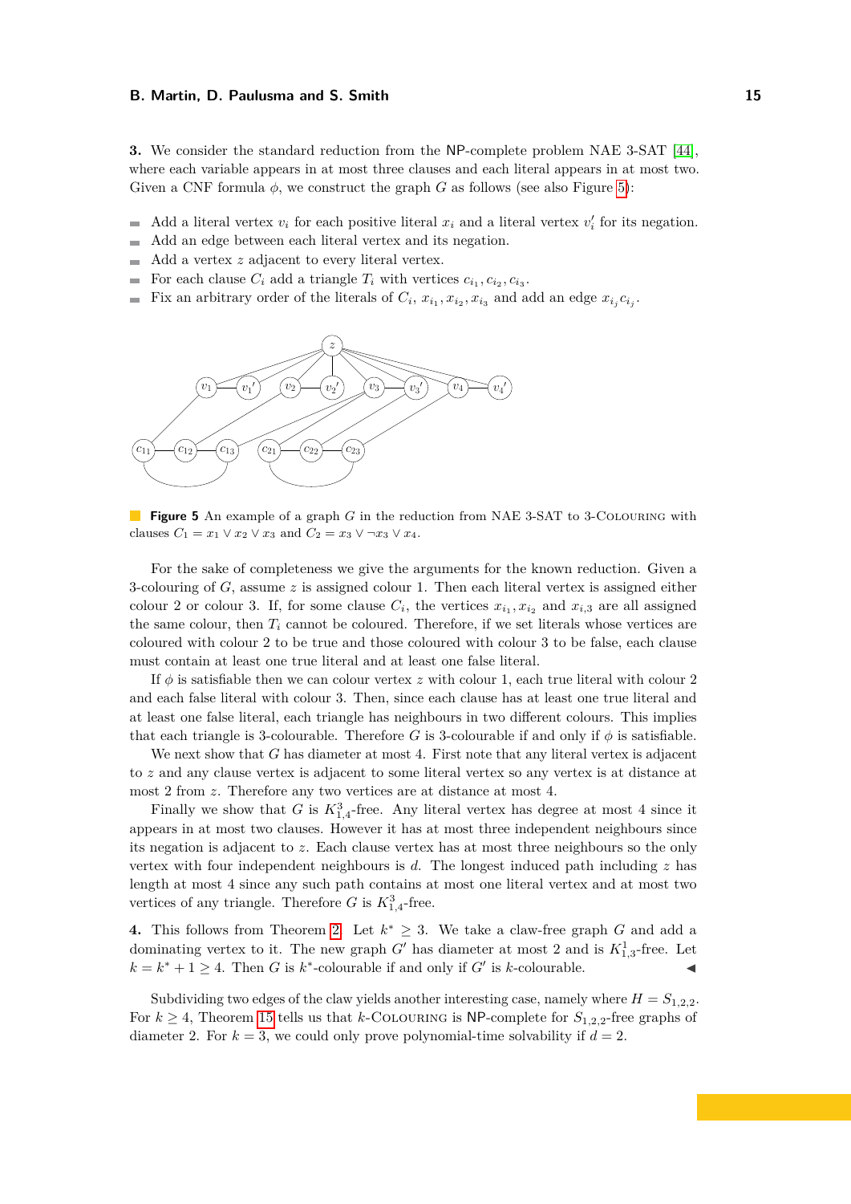**3.** We consider the standard reduction from the NP-complete problem NAE 3-SAT [44], where each variable appears in at most three clauses and each literal appears in at most two. Given a CNF formula $\phi$, we construct the graph $G$ as follows (see also Figure 5):

- Add a literal vertex $v_i$ for each positive literal $x_i$ and a literal vertex $v_i'$ for its negation.
- Add an edge between each literal vertex and its negation.
- Add a vertex $z$ adjacent to every literal vertex.
- For each clause $C_i$ add a triangle $T_i$ with vertices $c_{i_1}, c_{i_2}, c_{i_3}$.
- Fix an arbitrary order of the literals of $C_i$, $x_{i_1}, x_{i_2}, x_{i_3}$ and add an edge $x_{i_j}c_{i_j}$.

**Figure 5** An example of a graph $G$ in the reduction from NAE 3-SAT to 3-Colouring with clauses $C_1 = x_1 \vee x_2 \vee x_3$ and $C_2 = x_3 \vee \neg x_3 \vee x_4$.

For the sake of completeness we give the arguments for the known reduction. Given a 3-colouring of $G$, assume $z$ is assigned colour 1. Then each literal vertex is assigned either colour 2 or colour 3. If, for some clause $C_i$, the vertices $x_{i_1}, x_{i_2}$ and $x_{i,3}$ are all assigned the same colour, then $T_i$ cannot be coloured. Therefore, if we set literals whose vertices are coloured with colour 2 to be true and those coloured with colour 3 to be false, each clause must contain at least one true literal and at least one false literal.

If $\phi$ is satisfiable then we can colour vertex $z$ with colour 1, each true literal with colour 2 and each false literal with colour 3. Then, since each clause has at least one true literal and at least one false literal, each triangle has neighbours in two different colours. This implies that each triangle is 3-colourable. Therefore $G$ is 3-colourable if and only if $\phi$ is satisfiable.

We next show that $G$ has diameter at most 4. First note that any literal vertex is adjacent to $z$ and any clause vertex is adjacent to some literal vertex so any vertex is at distance at most 2 from $z$. Therefore any two vertices are at distance at most 4.

Finally we show that $G$ is $K_{1,4}^3$-free. Any literal vertex has degree at most 4 since it appears in at most two clauses. However it has at most three independent neighbours since its negation is adjacent to $z$. Each clause vertex has at most three neighbours so the only vertex with four independent neighbours is $d$. The longest induced path including $z$ has length at most 4 since any such path contains at most one literal vertex and at most two vertices of any triangle. Therefore $G$ is $K_{1,4}^3$-free.

**4.** This follows from Theorem 2. Let $k^* \geq 3$. We take a claw-free graph $G$ and add a dominating vertex to it. The new graph $G'$ has diameter at most 2 and is $K_{1,3}^1$-free. Let $k = k^* + 1 \geq 4$. Then $G$ is $k^*$-colourable if and only if $G'$ is $k$-colourable. ◀

Subdividing two edges of the claw yields another interesting case, namely where $H = S_{1,2,2}$. For $k \geq 4$, Theorem 15 tells us that $k$-Colouring is NP-complete for $S_{1,2,2}$-free graphs of diameter 2. For $k = 3$, we could only prove polynomial-time solvability if $d = 2$.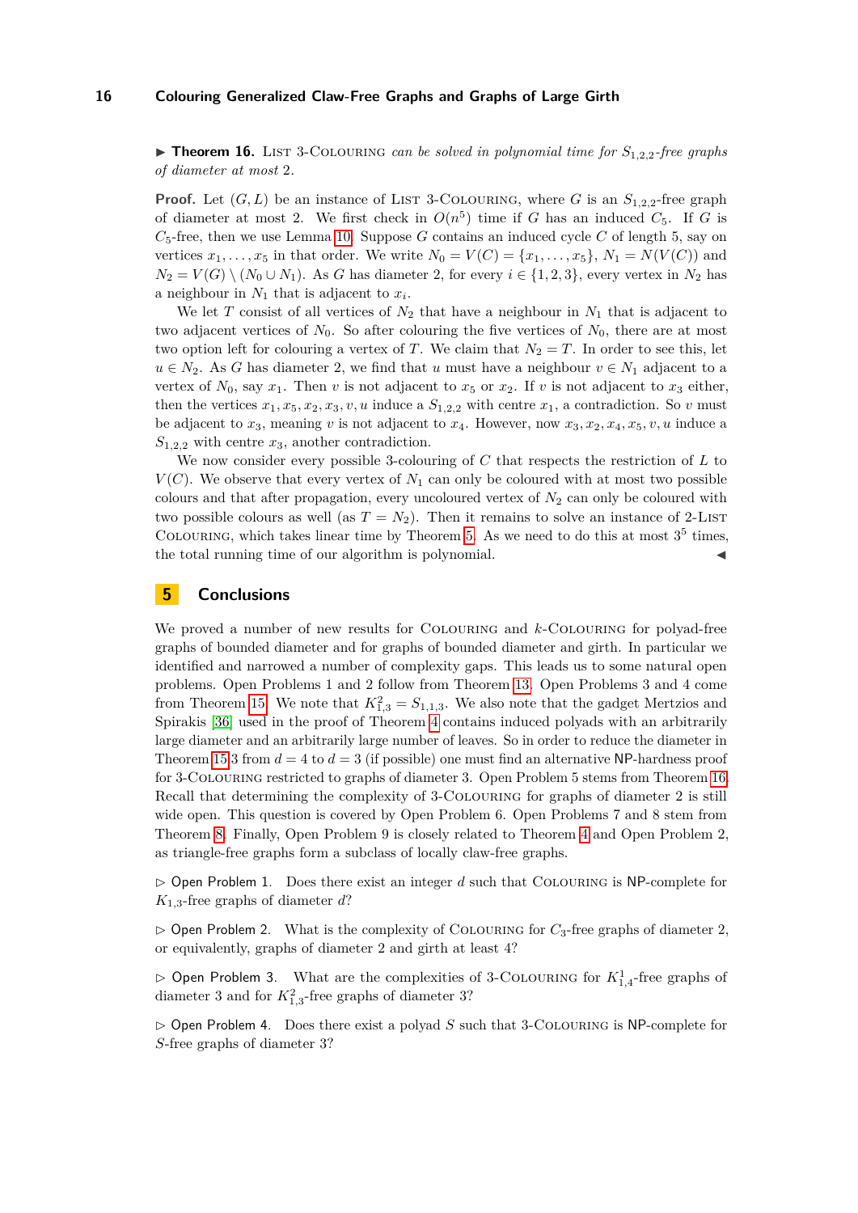▶ **Theorem 16.** List 3-Colouring *can be solved in polynomial time for $S_{1,2,2}$-free graphs of diameter at most 2.*

**Proof.** Let $(G, L)$ be an instance of List 3-Colouring, where $G$ is an $S_{1,2,2}$-free graph of diameter at most 2. We first check in $O(n^5)$ time if $G$ has an induced $C_5$. If $G$ is $C_5$-free, then we use Lemma 10. Suppose $G$ contains an induced cycle $C$ of length 5, say on vertices $x_1, \ldots, x_5$ in that order. We write $N_0 = V(C) = \{x_1, \ldots, x_5\}$, $N_1 = N(V(C))$ and $N_2 = V(G) \setminus (N_0 \cup N_1)$. As $G$ has diameter 2, for every $i \in \{1, 2, 3\}$, every vertex in $N_2$ has a neighbour in $N_1$ that is adjacent to $x_i$.

We let $T$ consist of all vertices of $N_2$ that have a neighbour in $N_1$ that is adjacent to two adjacent vertices of $N_0$. So after colouring the five vertices of $N_0$, there are at most two option left for colouring a vertex of $T$. We claim that $N_2 = T$. In order to see this, let $u \in N_2$. As $G$ has diameter 2, we find that $u$ must have a neighbour $v \in N_1$ adjacent to a vertex of $N_0$, say $x_1$. Then $v$ is not adjacent to $x_5$ or $x_2$. If $v$ is not adjacent to $x_3$ either, then the vertices $x_1, x_5, x_2, x_3, v, u$ induce a $S_{1,2,2}$ with centre $x_1$, a contradiction. So $v$ must be adjacent to $x_3$, meaning $v$ is not adjacent to $x_4$. However, now $x_3, x_2, x_4, x_5, v, u$ induce a $S_{1,2,2}$ with centre $x_3$, another contradiction.

We now consider every possible 3-colouring of $C$ that respects the restriction of $L$ to $V(C)$. We observe that every vertex of $N_1$ can only be coloured with at most two possible colours and that after propagation, every uncoloured vertex of $N_2$ can only be coloured with two possible colours as well (as $T = N_2$). Then it remains to solve an instance of 2-List Colouring, which takes linear time by Theorem 5. As we need to do this at most $3^5$ times, the total running time of our algorithm is polynomial. ◀

## 5 Conclusions

We proved a number of new results for Colouring and $k$-Colouring for polyad-free graphs of bounded diameter and for graphs of bounded diameter and girth. In particular we identified and narrowed a number of complexity gaps. This leads us to some natural open problems. Open Problems 1 and 2 follow from Theorem 13. Open Problems 3 and 4 come from Theorem 15. We note that $K_{1,3}^2 = S_{1,1,3}$. We also note that the gadget Mertzios and Spirakis [36] used in the proof of Theorem 4 contains induced polyads with an arbitrarily large diameter and an arbitrarily large number of leaves. So in order to reduce the diameter in Theorem 15.3 from $d = 4$ to $d = 3$ (if possible) one must find an alternative NP-hardness proof for 3-Colouring restricted to graphs of diameter 3. Open Problem 5 stems from Theorem 16. Recall that determining the complexity of 3-Colouring for graphs of diameter 2 is still wide open. This question is covered by Open Problem 6. Open Problems 7 and 8 stem from Theorem 8. Finally, Open Problem 9 is closely related to Theorem 4 and Open Problem 2, as triangle-free graphs form a subclass of locally claw-free graphs.

▷ Open Problem 1. Does there exist an integer $d$ such that Colouring is NP-complete for $K_{1,3}$-free graphs of diameter $d$?

▷ Open Problem 2. What is the complexity of Colouring for $C_3$-free graphs of diameter 2, or equivalently, graphs of diameter 2 and girth at least 4?

▷ Open Problem 3. What are the complexities of 3-Colouring for $K_{1,4}^1$-free graphs of diameter 3 and for $K_{1,3}^2$-free graphs of diameter 3?

▷ Open Problem 4. Does there exist a polyad $S$ such that 3-Colouring is NP-complete for $S$-free graphs of diameter 3?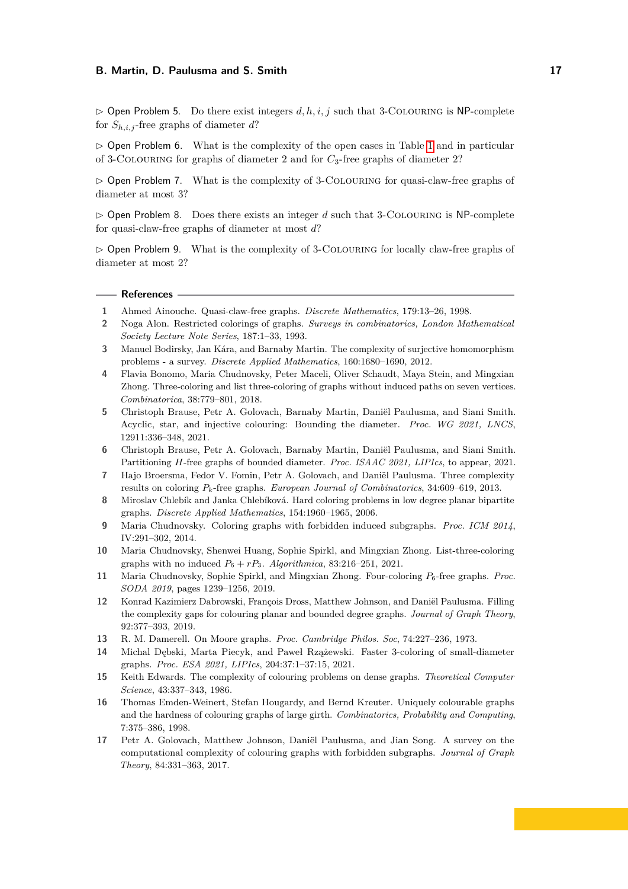▷ Open Problem 5. Do there exist integers $d, h, i, j$ such that 3-Colouring is NP-complete for $S_{h,i,j}$-free graphs of diameter $d$?

▷ Open Problem 6. What is the complexity of the open cases in Table 1 and in particular of 3-Colouring for graphs of diameter 2 and for $C_3$-free graphs of diameter 2?

▷ Open Problem 7. What is the complexity of 3-Colouring for quasi-claw-free graphs of diameter at most 3?

▷ Open Problem 8. Does there exists an integer $d$ such that 3-Colouring is NP-complete for quasi-claw-free graphs of diameter at most $d$?

▷ Open Problem 9. What is the complexity of 3-Colouring for locally claw-free graphs of diameter at most 2?

## References

1. Ahmed Ainouche. Quasi-claw-free graphs. *Discrete Mathematics*, 179:13–26, 1998.
2. Noga Alon. Restricted colorings of graphs. *Surveys in combinatorics, London Mathematical Society Lecture Note Series*, 187:1–33, 1993.
3. Manuel Bodirsky, Jan Kára, and Barnaby Martin. The complexity of surjective homomorphism problems - a survey. *Discrete Applied Mathematics*, 160:1680–1690, 2012.
4. Flavia Bonomo, Maria Chudnovsky, Peter Maceli, Oliver Schaudt, Maya Stein, and Mingxian Zhong. Three-coloring and list three-coloring of graphs without induced paths on seven vertices. *Combinatorica*, 38:779–801, 2018.
5. Christoph Brause, Petr A. Golovach, Barnaby Martin, Daniël Paulusma, and Siani Smith. Acyclic, star, and injective colouring: Bounding the diameter. *Proc. WG 2021, LNCS*, 12911:336–348, 2021.
6. Christoph Brause, Petr A. Golovach, Barnaby Martin, Daniël Paulusma, and Siani Smith. Partitioning $H$-free graphs of bounded diameter. *Proc. ISAAC 2021, LIPIcs*, to appear, 2021.
7. Hajo Broersma, Fedor V. Fomin, Petr A. Golovach, and Daniël Paulusma. Three complexity results on coloring $P_k$-free graphs. *European Journal of Combinatorics*, 34:609–619, 2013.
8. Miroslav Chlebík and Janka Chlebíková. Hard coloring problems in low degree planar bipartite graphs. *Discrete Applied Mathematics*, 154:1960–1965, 2006.
9. Maria Chudnovsky. Coloring graphs with forbidden induced subgraphs. *Proc. ICM 2014*, IV:291–302, 2014.
10. Maria Chudnovsky, Shenwei Huang, Sophie Spirkl, and Mingxian Zhong. List-three-coloring graphs with no induced $P_6 + rP_3$. *Algorithmica*, 83:216–251, 2021.
11. Maria Chudnovsky, Sophie Spirkl, and Mingxian Zhong. Four-coloring $P_6$-free graphs. *Proc. SODA 2019*, pages 1239–1256, 2019.
12. Konrad Kazimierz Dabrowski, François Dross, Matthew Johnson, and Daniël Paulusma. Filling the complexity gaps for colouring planar and bounded degree graphs. *Journal of Graph Theory*, 92:377–393, 2019.
13. R. M. Damerell. On Moore graphs. *Proc. Cambridge Philos. Soc*, 74:227–236, 1973.
14. Michal Dębski, Marta Piecyk, and Paweł Rzążewski. Faster 3-coloring of small-diameter graphs. *Proc. ESA 2021, LIPIcs*, 204:37:1–37:15, 2021.
15. Keith Edwards. The complexity of colouring problems on dense graphs. *Theoretical Computer Science*, 43:337–343, 1986.
16. Thomas Emden-Weinert, Stefan Hougardy, and Bernd Kreuter. Uniquely colourable graphs and the hardness of colouring graphs of large girth. *Combinatorics, Probability and Computing*, 7:375–386, 1998.
17. Petr A. Golovach, Matthew Johnson, Daniël Paulusma, and Jian Song. A survey on the computational complexity of colouring graphs with forbidden subgraphs. *Journal of Graph Theory*, 84:331–363, 2017.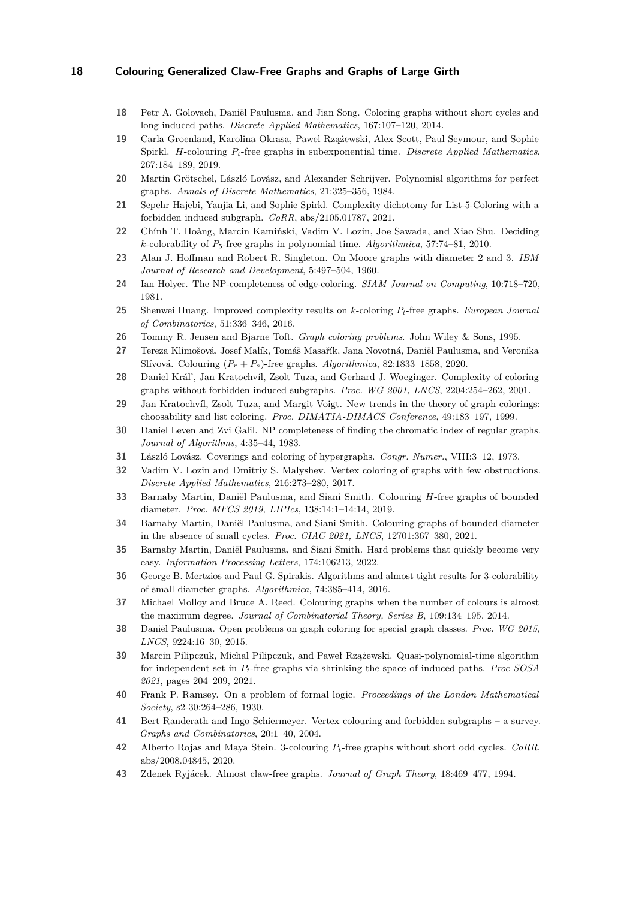18. Petr A. Golovach, Daniël Paulusma, and Jian Song. Coloring graphs without short cycles and long induced paths. *Discrete Applied Mathematics*, 167:107–120, 2014.
19. Carla Groenland, Karolina Okrasa, Paweł Rzążewski, Alex Scott, Paul Seymour, and Sophie Spirkl. $H$-colouring $P_t$-free graphs in subexponential time. *Discrete Applied Mathematics*, 267:184–189, 2019.
20. Martin Grötschel, László Lovász, and Alexander Schrijver. Polynomial algorithms for perfect graphs. *Annals of Discrete Mathematics*, 21:325–356, 1984.
21. Sepehr Hajebi, Yanjia Li, and Sophie Spirkl. Complexity dichotomy for List-5-Coloring with a forbidden induced subgraph. *CoRR*, abs/2105.01787, 2021.
22. Chính T. Hoàng, Marcin Kamiński, Vadim V. Lozin, Joe Sawada, and Xiao Shu. Deciding $k$-colorability of $P_5$-free graphs in polynomial time. *Algorithmica*, 57:74–81, 2010.
23. Alan J. Hoffman and Robert R. Singleton. On Moore graphs with diameter 2 and 3. *IBM Journal of Research and Development*, 5:497–504, 1960.
24. Ian Holyer. The NP-completeness of edge-coloring. *SIAM Journal on Computing*, 10:718–720, 1981.
25. Shenwei Huang. Improved complexity results on $k$-coloring $P_t$-free graphs. *European Journal of Combinatorics*, 51:336–346, 2016.
26. Tommy R. Jensen and Bjarne Toft. *Graph coloring problems*. John Wiley & Sons, 1995.
27. Tereza Klimošová, Josef Malík, Tomáš Masařík, Jana Novotná, Daniël Paulusma, and Veronika Slívová. Colouring $(P_r + P_s)$-free graphs. *Algorithmica*, 82:1833–1858, 2020.
28. Daniel Král', Jan Kratochvíl, Zsolt Tuza, and Gerhard J. Woeginger. Complexity of coloring graphs without forbidden induced subgraphs. *Proc. WG 2001, LNCS*, 2204:254–262, 2001.
29. Jan Kratochvíl, Zsolt Tuza, and Margit Voigt. New trends in the theory of graph colorings: choosability and list coloring. *Proc. DIMATIA-DIMACS Conference*, 49:183–197, 1999.
30. Daniel Leven and Zvi Galil. NP completeness of finding the chromatic index of regular graphs. *Journal of Algorithms*, 4:35–44, 1983.
31. László Lovász. Coverings and coloring of hypergraphs. *Congr. Numer.*, VIII:3–12, 1973.
32. Vadim V. Lozin and Dmitriy S. Malyshev. Vertex coloring of graphs with few obstructions. *Discrete Applied Mathematics*, 216:273–280, 2017.
33. Barnaby Martin, Daniël Paulusma, and Siani Smith. Colouring $H$-free graphs of bounded diameter. *Proc. MFCS 2019, LIPIcs*, 138:14:1–14:14, 2019.
34. Barnaby Martin, Daniël Paulusma, and Siani Smith. Colouring graphs of bounded diameter in the absence of small cycles. *Proc. CIAC 2021, LNCS*, 12701:367–380, 2021.
35. Barnaby Martin, Daniël Paulusma, and Siani Smith. Hard problems that quickly become very easy. *Information Processing Letters*, 174:106213, 2022.
36. George B. Mertzios and Paul G. Spirakis. Algorithms and almost tight results for 3-colorability of small diameter graphs. *Algorithmica*, 74:385–414, 2016.
37. Michael Molloy and Bruce A. Reed. Colouring graphs when the number of colours is almost the maximum degree. *Journal of Combinatorial Theory, Series B*, 109:134–195, 2014.
38. Daniël Paulusma. Open problems on graph coloring for special graph classes. *Proc. WG 2015, LNCS*, 9224:16–30, 2015.
39. Marcin Pilipczuk, Michal Pilipczuk, and Paweł Rzążewski. Quasi-polynomial-time algorithm for independent set in $P_t$-free graphs via shrinking the space of induced paths. *Proc SOSA 2021*, pages 204–209, 2021.
40. Frank P. Ramsey. On a problem of formal logic. *Proceedings of the London Mathematical Society*, s2-30:264–286, 1930.
41. Bert Randerath and Ingo Schiermeyer. Vertex colouring and forbidden subgraphs – a survey. *Graphs and Combinatorics*, 20:1–40, 2004.
42. Alberto Rojas and Maya Stein. 3-colouring $P_t$-free graphs without short odd cycles. *CoRR*, abs/2008.04845, 2020.
43. Zdenek Ryjácek. Almost claw-free graphs. *Journal of Graph Theory*, 18:469–477, 1994.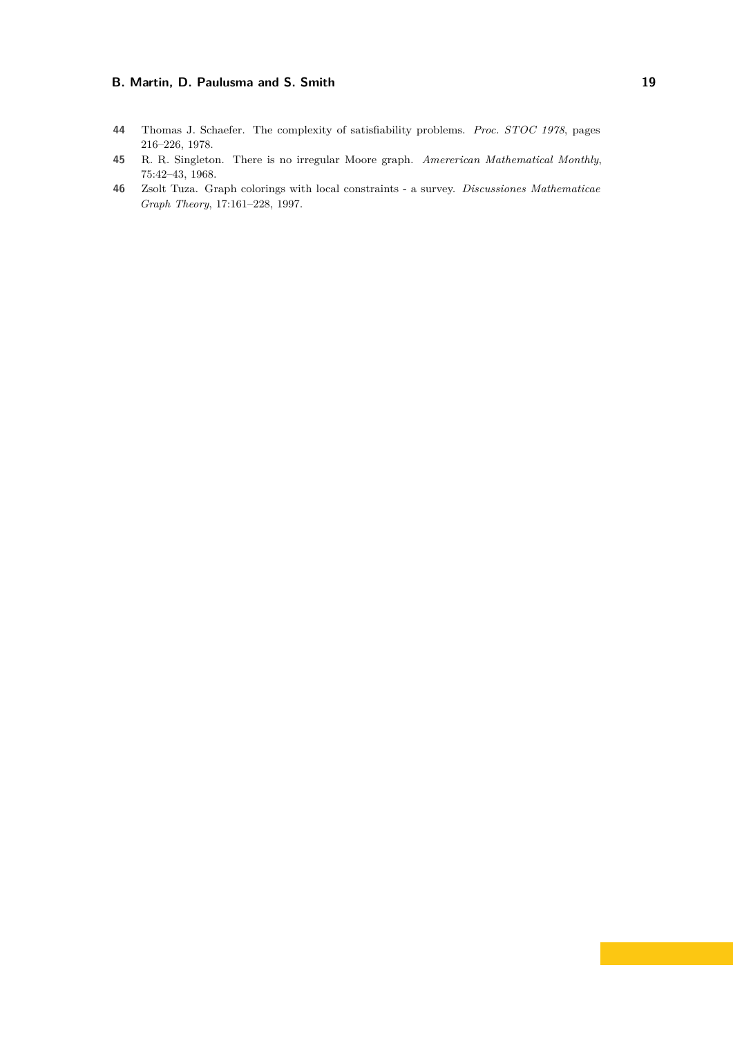44 Thomas J. Schaefer. The complexity of satisfiability problems. *Proc. STOC 1978*, pages 216–226, 1978.

45 R. R. Singleton. There is no irregular Moore graph. *Amererican Mathematical Monthly*, 75:42–43, 1968.

46 Zsolt Tuza. Graph colorings with local constraints - a survey. *Discussiones Mathematicae Graph Theory*, 17:161–228, 1997.